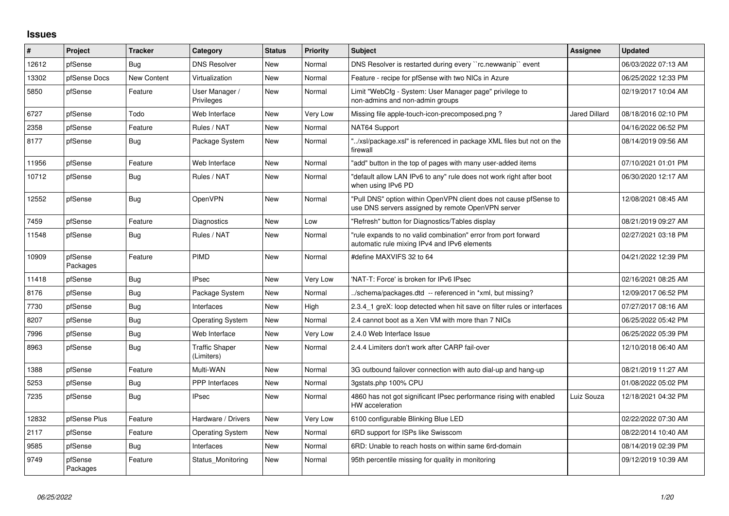# Issues

| # | Project | Tracker | Category | Status | Priority | Subject | Assignee | Updated |
|---|---|---|---|---|---|---|---|---|
| 12612 | pfSense | Bug | DNS Resolver | New | Normal | DNS Resolver is restarted during every ``rc.newwanip`` event | | 06/03/2022 07:13 AM |
| 13302 | pfSense Docs | New Content | Virtualization | New | Normal | Feature - recipe for pfSense with two NICs in Azure | | 06/25/2022 12:33 PM |
| 5850 | pfSense | Feature | User Manager / Privileges | New | Normal | Limit "WebCfg - System: User Manager page" privilege to non-admins and non-admin groups | | 02/19/2017 10:04 AM |
| 6727 | pfSense | Todo | Web Interface | New | Very Low | Missing file apple-touch-icon-precomposed.png ? | Jared Dillard | 08/18/2016 02:10 PM |
| 2358 | pfSense | Feature | Rules / NAT | New | Normal | NAT64 Support | | 04/16/2022 06:52 PM |
| 8177 | pfSense | Bug | Package System | New | Normal | "../xsl/package.xsl" is referenced in package XML files but not on the firewall | | 08/14/2019 09:56 AM |
| 11956 | pfSense | Feature | Web Interface | New | Normal | "add" button in the top of pages with many user-added items | | 07/10/2021 01:01 PM |
| 10712 | pfSense | Bug | Rules / NAT | New | Normal | "default allow LAN IPv6 to any" rule does not work right after boot when using IPv6 PD | | 06/30/2020 12:17 AM |
| 12552 | pfSense | Bug | OpenVPN | New | Normal | "Pull DNS" option within OpenVPN client does not cause pfSense to use DNS servers assigned by remote OpenVPN server | | 12/08/2021 08:45 AM |
| 7459 | pfSense | Feature | Diagnostics | New | Low | "Refresh" button for Diagnostics/Tables display | | 08/21/2019 09:27 AM |
| 11548 | pfSense | Bug | Rules / NAT | New | Normal | "rule expands to no valid combination" error from port forward automatic rule mixing IPv4 and IPv6 elements | | 02/27/2021 03:18 PM |
| 10909 | pfSense Packages | Feature | PIMD | New | Normal | #define MAXVIFS 32 to 64 | | 04/21/2022 12:39 PM |
| 11418 | pfSense | Bug | IPsec | New | Very Low | 'NAT-T: Force' is broken for IPv6 IPsec | | 02/16/2021 08:25 AM |
| 8176 | pfSense | Bug | Package System | New | Normal | ../schema/packages.dtd -- referenced in *xml, but missing? | | 12/09/2017 06:52 PM |
| 7730 | pfSense | Bug | Interfaces | New | High | 2.3.4_1 greX: loop detected when hit save on filter rules or interfaces | | 07/27/2017 08:16 AM |
| 8207 | pfSense | Bug | Operating System | New | Normal | 2.4 cannot boot as a Xen VM with more than 7 NICs | | 06/25/2022 05:42 PM |
| 7996 | pfSense | Bug | Web Interface | New | Very Low | 2.4.0 Web Interface Issue | | 06/25/2022 05:39 PM |
| 8963 | pfSense | Bug | Traffic Shaper (Limiters) | New | Normal | 2.4.4 Limiters don't work after CARP fail-over | | 12/10/2018 06:40 AM |
| 1388 | pfSense | Feature | Multi-WAN | New | Normal | 3G outbound failover connection with auto dial-up and hang-up | | 08/21/2019 11:27 AM |
| 5253 | pfSense | Bug | PPP Interfaces | New | Normal | 3gstats.php 100% CPU | | 01/08/2022 05:02 PM |
| 7235 | pfSense | Bug | IPsec | New | Normal | 4860 has not got significant IPsec performance rising with enabled HW acceleration | Luiz Souza | 12/18/2021 04:32 PM |
| 12832 | pfSense Plus | Feature | Hardware / Drivers | New | Very Low | 6100 configurable Blinking Blue LED | | 02/22/2022 07:30 AM |
| 2117 | pfSense | Feature | Operating System | New | Normal | 6RD support for ISPs like Swisscom | | 08/22/2014 10:40 AM |
| 9585 | pfSense | Bug | Interfaces | New | Normal | 6RD: Unable to reach hosts on within same 6rd-domain | | 08/14/2019 02:39 PM |
| 9749 | pfSense Packages | Feature | Status_Monitoring | New | Normal | 95th percentile missing for quality in monitoring | | 09/12/2019 10:39 AM |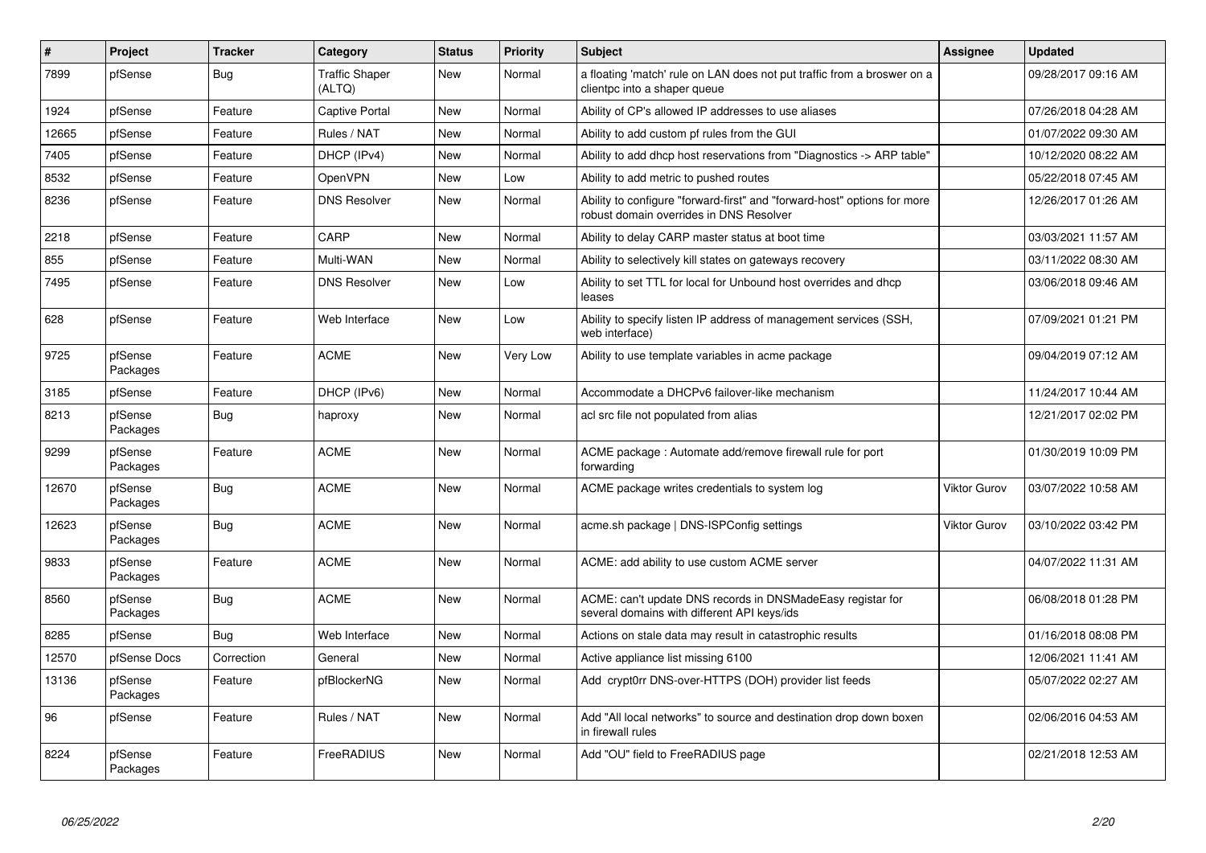| # | Project | Tracker | Category | Status | Priority | Subject | Assignee | Updated |
|---|---|---|---|---|---|---|---|---|
| 7899 | pfSense | Bug | Traffic Shaper (ALTQ) | New | Normal | a floating 'match' rule on LAN does not put traffic from a broswer on a clientpc into a shaper queue | | 09/28/2017 09:16 AM |
| 1924 | pfSense | Feature | Captive Portal | New | Normal | Ability of CP's allowed IP addresses to use aliases | | 07/26/2018 04:28 AM |
| 12665 | pfSense | Feature | Rules / NAT | New | Normal | Ability to add custom pf rules from the GUI | | 01/07/2022 09:30 AM |
| 7405 | pfSense | Feature | DHCP (IPv4) | New | Normal | Ability to add dhcp host reservations from "Diagnostics -> ARP table" | | 10/12/2020 08:22 AM |
| 8532 | pfSense | Feature | OpenVPN | New | Low | Ability to add metric to pushed routes | | 05/22/2018 07:45 AM |
| 8236 | pfSense | Feature | DNS Resolver | New | Normal | Ability to configure "forward-first" and "forward-host" options for more robust domain overrides in DNS Resolver | | 12/26/2017 01:26 AM |
| 2218 | pfSense | Feature | CARP | New | Normal | Ability to delay CARP master status at boot time | | 03/03/2021 11:57 AM |
| 855 | pfSense | Feature | Multi-WAN | New | Normal | Ability to selectively kill states on gateways recovery | | 03/11/2022 08:30 AM |
| 7495 | pfSense | Feature | DNS Resolver | New | Low | Ability to set TTL for local for Unbound host overrides and dhcp leases | | 03/06/2018 09:46 AM |
| 628 | pfSense | Feature | Web Interface | New | Low | Ability to specify listen IP address of management services (SSH, web interface) | | 07/09/2021 01:21 PM |
| 9725 | pfSense Packages | Feature | ACME | New | Very Low | Ability to use template variables in acme package | | 09/04/2019 07:12 AM |
| 3185 | pfSense | Feature | DHCP (IPv6) | New | Normal | Accommodate a DHCPv6 failover-like mechanism | | 11/24/2017 10:44 AM |
| 8213 | pfSense Packages | Bug | haproxy | New | Normal | acl src file not populated from alias | | 12/21/2017 02:02 PM |
| 9299 | pfSense Packages | Feature | ACME | New | Normal | ACME package : Automate add/remove firewall rule for port forwarding | | 01/30/2019 10:09 PM |
| 12670 | pfSense Packages | Bug | ACME | New | Normal | ACME package writes credentials to system log | Viktor Gurov | 03/07/2022 10:58 AM |
| 12623 | pfSense Packages | Bug | ACME | New | Normal | acme.sh package \| DNS-ISPConfig settings | Viktor Gurov | 03/10/2022 03:42 PM |
| 9833 | pfSense Packages | Feature | ACME | New | Normal | ACME: add ability to use custom ACME server | | 04/07/2022 11:31 AM |
| 8560 | pfSense Packages | Bug | ACME | New | Normal | ACME: can't update DNS records in DNSMadeEasy registar for several domains with different API keys/ids | | 06/08/2018 01:28 PM |
| 8285 | pfSense | Bug | Web Interface | New | Normal | Actions on stale data may result in catastrophic results | | 01/16/2018 08:08 PM |
| 12570 | pfSense Docs | Correction | General | New | Normal | Active appliance list missing 6100 | | 12/06/2021 11:41 AM |
| 13136 | pfSense Packages | Feature | pfBlockerNG | New | Normal | Add crypt0rr DNS-over-HTTPS (DOH) provider list feeds | | 05/07/2022 02:27 AM |
| 96 | pfSense | Feature | Rules / NAT | New | Normal | Add "All local networks" to source and destination drop down boxen in firewall rules | | 02/06/2016 04:53 AM |
| 8224 | pfSense Packages | Feature | FreeRADIUS | New | Normal | Add "OU" field to FreeRADIUS page | | 02/21/2018 12:53 AM |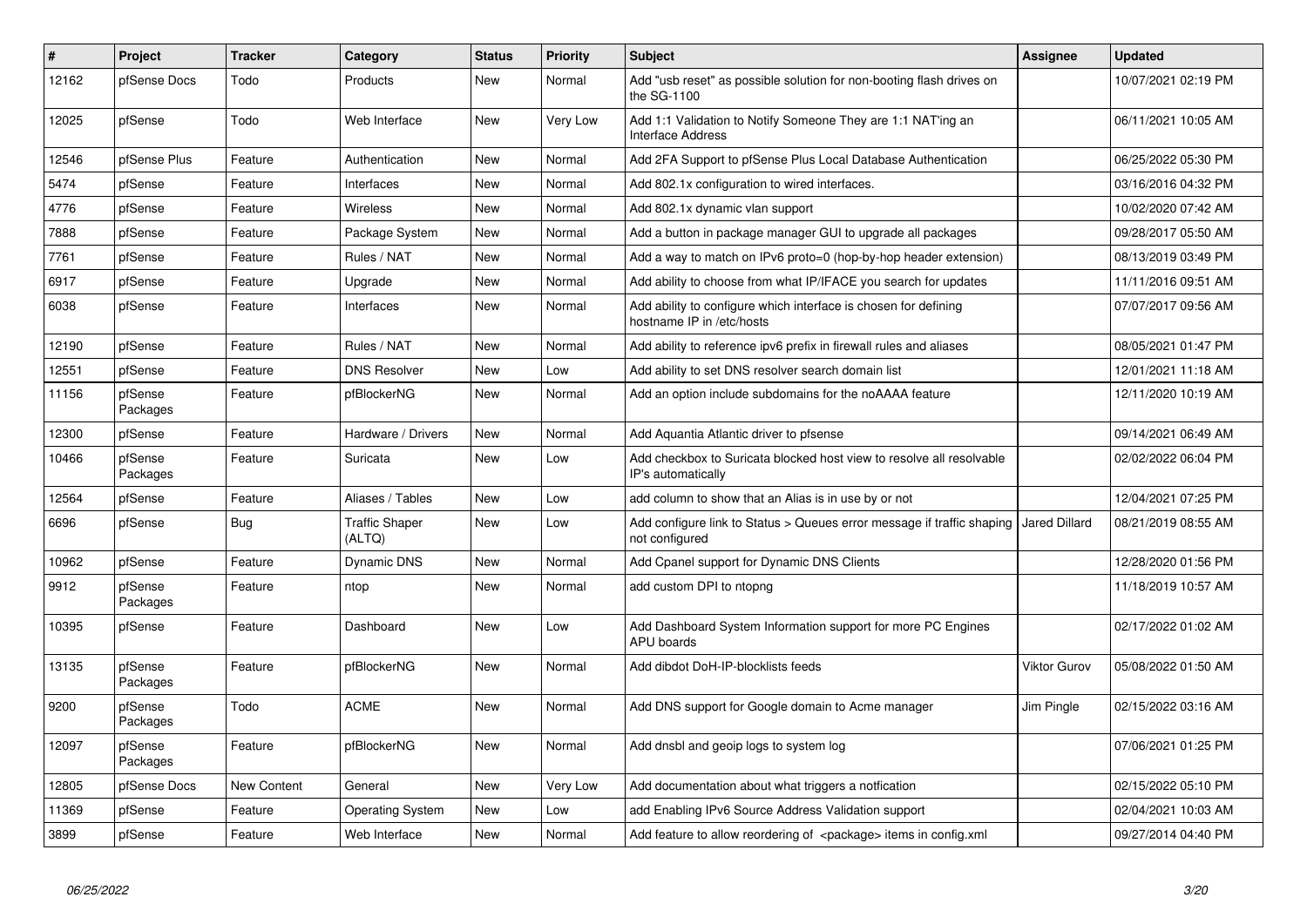| # | Project | Tracker | Category | Status | Priority | Subject | Assignee | Updated |
|---|---|---|---|---|---|---|---|---|
| 12162 | pfSense Docs | Todo | Products | New | Normal | Add "usb reset" as possible solution for non-booting flash drives on the SG-1100 | | 10/07/2021 02:19 PM |
| 12025 | pfSense | Todo | Web Interface | New | Very Low | Add 1:1 Validation to Notify Someone They are 1:1 NAT'ing an Interface Address | | 06/11/2021 10:05 AM |
| 12546 | pfSense Plus | Feature | Authentication | New | Normal | Add 2FA Support to pfSense Plus Local Database Authentication | | 06/25/2022 05:30 PM |
| 5474 | pfSense | Feature | Interfaces | New | Normal | Add 802.1x configuration to wired interfaces. | | 03/16/2016 04:32 PM |
| 4776 | pfSense | Feature | Wireless | New | Normal | Add 802.1x dynamic vlan support | | 10/02/2020 07:42 AM |
| 7888 | pfSense | Feature | Package System | New | Normal | Add a button in package manager GUI to upgrade all packages | | 09/28/2017 05:50 AM |
| 7761 | pfSense | Feature | Rules / NAT | New | Normal | Add a way to match on IPv6 proto=0 (hop-by-hop header extension) | | 08/13/2019 03:49 PM |
| 6917 | pfSense | Feature | Upgrade | New | Normal | Add ability to choose from what IP/IFACE you search for updates | | 11/11/2016 09:51 AM |
| 6038 | pfSense | Feature | Interfaces | New | Normal | Add ability to configure which interface is chosen for defining hostname IP in /etc/hosts | | 07/07/2017 09:56 AM |
| 12190 | pfSense | Feature | Rules / NAT | New | Normal | Add ability to reference ipv6 prefix in firewall rules and aliases | | 08/05/2021 01:47 PM |
| 12551 | pfSense | Feature | DNS Resolver | New | Low | Add ability to set DNS resolver search domain list | | 12/01/2021 11:18 AM |
| 11156 | pfSense Packages | Feature | pfBlockerNG | New | Normal | Add an option include subdomains for the noAAAA feature | | 12/11/2020 10:19 AM |
| 12300 | pfSense | Feature | Hardware / Drivers | New | Normal | Add Aquantia Atlantic driver to pfsense | | 09/14/2021 06:49 AM |
| 10466 | pfSense Packages | Feature | Suricata | New | Low | Add checkbox to Suricata blocked host view to resolve all resolvable IP's automatically | | 02/02/2022 06:04 PM |
| 12564 | pfSense | Feature | Aliases / Tables | New | Low | add column to show that an Alias is in use by or not | | 12/04/2021 07:25 PM |
| 6696 | pfSense | Bug | Traffic Shaper (ALTQ) | New | Low | Add configure link to Status > Queues error message if traffic shaping not configured | Jared Dillard | 08/21/2019 08:55 AM |
| 10962 | pfSense | Feature | Dynamic DNS | New | Normal | Add Cpanel support for Dynamic DNS Clients | | 12/28/2020 01:56 PM |
| 9912 | pfSense Packages | Feature | ntop | New | Normal | add custom DPI to ntopng | | 11/18/2019 10:57 AM |
| 10395 | pfSense | Feature | Dashboard | New | Low | Add Dashboard System Information support for more PC Engines APU boards | | 02/17/2022 01:02 AM |
| 13135 | pfSense Packages | Feature | pfBlockerNG | New | Normal | Add dibdot DoH-IP-blocklists feeds | Viktor Gurov | 05/08/2022 01:50 AM |
| 9200 | pfSense Packages | Todo | ACME | New | Normal | Add DNS support for Google domain to Acme manager | Jim Pingle | 02/15/2022 03:16 AM |
| 12097 | pfSense Packages | Feature | pfBlockerNG | New | Normal | Add dnsbl and geoip logs to system log | | 07/06/2021 01:25 PM |
| 12805 | pfSense Docs | New Content | General | New | Very Low | Add documentation about what triggers a notfication | | 02/15/2022 05:10 PM |
| 11369 | pfSense | Feature | Operating System | New | Low | add Enabling IPv6 Source Address Validation support | | 02/04/2021 10:03 AM |
| 3899 | pfSense | Feature | Web Interface | New | Normal | Add feature to allow reordering of <package> items in config.xml | | 09/27/2014 04:40 PM |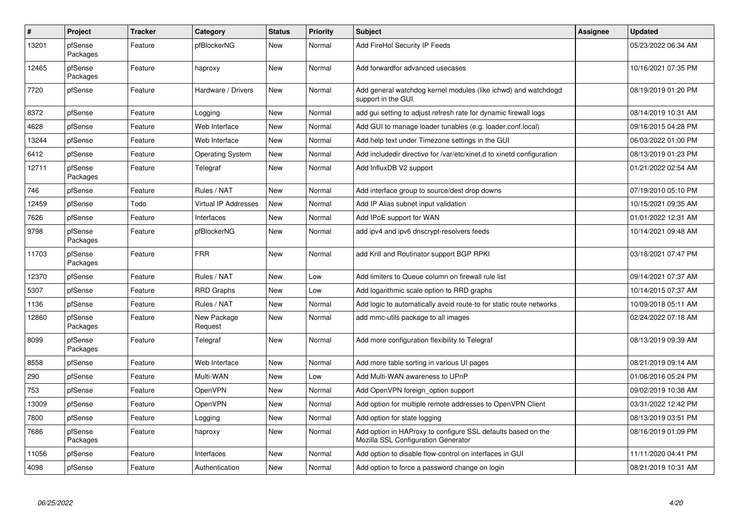| # | Project | Tracker | Category | Status | Priority | Subject | Assignee | Updated |
|---|---|---|---|---|---|---|---|---|
| 13201 | pfSense Packages | Feature | pfBlockerNG | New | Normal | Add FireHol Security IP Feeds | | 05/23/2022 06:34 AM |
| 12465 | pfSense Packages | Feature | haproxy | New | Normal | Add forwardfor advanced usecases | | 10/16/2021 07:35 PM |
| 7720 | pfSense | Feature | Hardware / Drivers | New | Normal | Add general watchdog kernel modules (like ichwd) and watchdogd support in the GUI. | | 08/19/2019 01:20 PM |
| 8372 | pfSense | Feature | Logging | New | Normal | add gui setting to adjust refresh rate for dynamic firewall logs | | 08/14/2019 10:31 AM |
| 4628 | pfSense | Feature | Web Interface | New | Normal | Add GUI to manage loader tunables (e.g. loader.conf.local) | | 09/16/2015 04:28 PM |
| 13244 | pfSense | Feature | Web Interface | New | Normal | Add help text under Timezone settings in the GUI | | 06/03/2022 01:00 PM |
| 6412 | pfSense | Feature | Operating System | New | Normal | Add includedir directive for /var/etc/xinet.d to xinetd configuration | | 08/13/2019 01:23 PM |
| 12711 | pfSense Packages | Feature | Telegraf | New | Normal | Add InfluxDB V2 support | | 01/21/2022 02:54 AM |
| 746 | pfSense | Feature | Rules / NAT | New | Normal | Add interface group to source/dest drop downs | | 07/19/2010 05:10 PM |
| 12459 | pfSense | Todo | Virtual IP Addresses | New | Normal | Add IP Alias subnet input validation | | 10/15/2021 09:35 AM |
| 7626 | pfSense | Feature | Interfaces | New | Normal | Add IPoE support for WAN | | 01/01/2022 12:31 AM |
| 9798 | pfSense Packages | Feature | pfBlockerNG | New | Normal | add ipv4 and ipv6 dnscrypt-resolvers feeds | | 10/14/2021 09:48 AM |
| 11703 | pfSense Packages | Feature | FRR | New | Normal | add Krill and Routinator support BGP RPKI | | 03/18/2021 07:47 PM |
| 12370 | pfSense | Feature | Rules / NAT | New | Low | Add limiters to Queue column on firewall rule list | | 09/14/2021 07:37 AM |
| 5307 | pfSense | Feature | RRD Graphs | New | Low | Add logarithmic scale option to RRD graphs | | 10/14/2015 07:37 AM |
| 1136 | pfSense | Feature | Rules / NAT | New | Normal | Add logic to automatically avoid route-to for static route networks | | 10/09/2018 05:11 AM |
| 12860 | pfSense Packages | Feature | New Package Request | New | Normal | add mmc-utils package to all images | | 02/24/2022 07:18 AM |
| 8099 | pfSense Packages | Feature | Telegraf | New | Normal | Add more configuration flexibility to Telegraf | | 08/13/2019 09:39 AM |
| 8558 | pfSense | Feature | Web Interface | New | Normal | Add more table sorting in various UI pages | | 08/21/2019 09:14 AM |
| 290 | pfSense | Feature | Multi-WAN | New | Low | Add Multi-WAN awareness to UPnP | | 01/06/2016 05:24 PM |
| 753 | pfSense | Feature | OpenVPN | New | Normal | Add OpenVPN foreign_option support | | 09/02/2019 10:38 AM |
| 13009 | pfSense | Feature | OpenVPN | New | Normal | Add option for multiple remote addresses to OpenVPN Client | | 03/31/2022 12:42 PM |
| 7800 | pfSense | Feature | Logging | New | Normal | Add option for state logging | | 08/13/2019 03:51 PM |
| 7686 | pfSense Packages | Feature | haproxy | New | Normal | Add option in HAProxy to configure SSL defaults based on the Mozilla SSL Configuration Generator | | 08/16/2019 01:09 PM |
| 11056 | pfSense | Feature | Interfaces | New | Normal | Add option to disable flow-control on interfaces in GUI | | 11/11/2020 04:41 PM |
| 4098 | pfSense | Feature | Authentication | New | Normal | Add option to force a password change on login | | 08/21/2019 10:31 AM |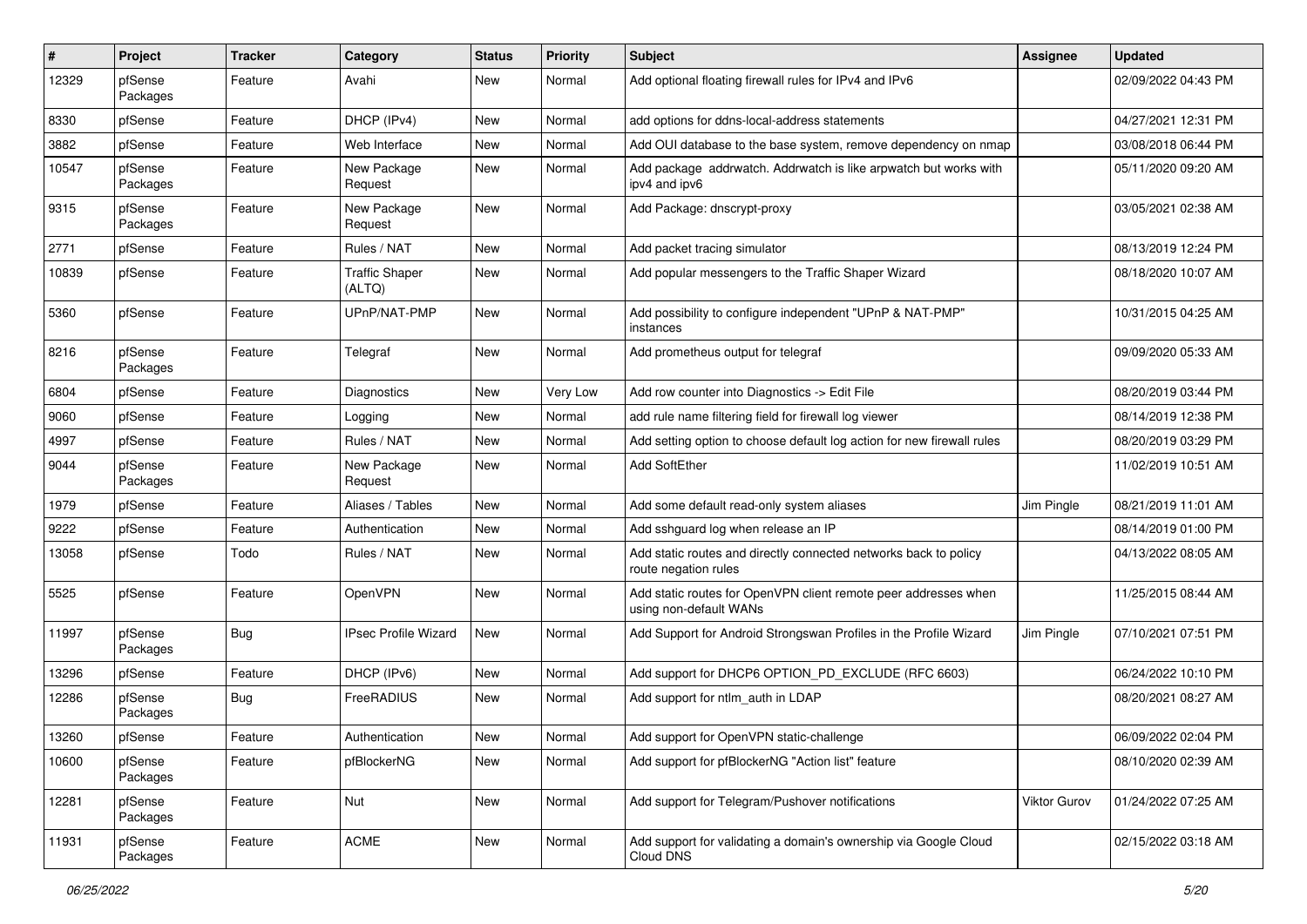| # | Project | Tracker | Category | Status | Priority | Subject | Assignee | Updated |
|---|---|---|---|---|---|---|---|---|
| 12329 | pfSense Packages | Feature | Avahi | New | Normal | Add optional floating firewall rules for IPv4 and IPv6 | | 02/09/2022 04:43 PM |
| 8330 | pfSense | Feature | DHCP (IPv4) | New | Normal | add options for ddns-local-address statements | | 04/27/2021 12:31 PM |
| 3882 | pfSense | Feature | Web Interface | New | Normal | Add OUI database to the base system, remove dependency on nmap | | 03/08/2018 06:44 PM |
| 10547 | pfSense Packages | Feature | New Package Request | New | Normal | Add package addrwatch. Addrwatch is like arpwatch but works with ipv4 and ipv6 | | 05/11/2020 09:20 AM |
| 9315 | pfSense Packages | Feature | New Package Request | New | Normal | Add Package: dnscrypt-proxy | | 03/05/2021 02:38 AM |
| 2771 | pfSense | Feature | Rules / NAT | New | Normal | Add packet tracing simulator | | 08/13/2019 12:24 PM |
| 10839 | pfSense | Feature | Traffic Shaper (ALTQ) | New | Normal | Add popular messengers to the Traffic Shaper Wizard | | 08/18/2020 10:07 AM |
| 5360 | pfSense | Feature | UPnP/NAT-PMP | New | Normal | Add possibility to configure independent "UPnP & NAT-PMP" instances | | 10/31/2015 04:25 AM |
| 8216 | pfSense Packages | Feature | Telegraf | New | Normal | Add prometheus output for telegraf | | 09/09/2020 05:33 AM |
| 6804 | pfSense | Feature | Diagnostics | New | Very Low | Add row counter into Diagnostics -> Edit File | | 08/20/2019 03:44 PM |
| 9060 | pfSense | Feature | Logging | New | Normal | add rule name filtering field for firewall log viewer | | 08/14/2019 12:38 PM |
| 4997 | pfSense | Feature | Rules / NAT | New | Normal | Add setting option to choose default log action for new firewall rules | | 08/20/2019 03:29 PM |
| 9044 | pfSense Packages | Feature | New Package Request | New | Normal | Add SoftEther | | 11/02/2019 10:51 AM |
| 1979 | pfSense | Feature | Aliases / Tables | New | Normal | Add some default read-only system aliases | Jim Pingle | 08/21/2019 11:01 AM |
| 9222 | pfSense | Feature | Authentication | New | Normal | Add sshguard log when release an IP | | 08/14/2019 01:00 PM |
| 13058 | pfSense | Todo | Rules / NAT | New | Normal | Add static routes and directly connected networks back to policy route negation rules | | 04/13/2022 08:05 AM |
| 5525 | pfSense | Feature | OpenVPN | New | Normal | Add static routes for OpenVPN client remote peer addresses when using non-default WANs | | 11/25/2015 08:44 AM |
| 11997 | pfSense Packages | Bug | IPsec Profile Wizard | New | Normal | Add Support for Android Strongswan Profiles in the Profile Wizard | Jim Pingle | 07/10/2021 07:51 PM |
| 13296 | pfSense | Feature | DHCP (IPv6) | New | Normal | Add support for DHCP6 OPTION_PD_EXCLUDE (RFC 6603) | | 06/24/2022 10:10 PM |
| 12286 | pfSense Packages | Bug | FreeRADIUS | New | Normal | Add support for ntlm_auth in LDAP | | 08/20/2021 08:27 AM |
| 13260 | pfSense | Feature | Authentication | New | Normal | Add support for OpenVPN static-challenge | | 06/09/2022 02:04 PM |
| 10600 | pfSense Packages | Feature | pfBlockerNG | New | Normal | Add support for pfBlockerNG "Action list" feature | | 08/10/2020 02:39 AM |
| 12281 | pfSense Packages | Feature | Nut | New | Normal | Add support for Telegram/Pushover notifications | Viktor Gurov | 01/24/2022 07:25 AM |
| 11931 | pfSense Packages | Feature | ACME | New | Normal | Add support for validating a domain's ownership via Google Cloud Cloud DNS | | 02/15/2022 03:18 AM |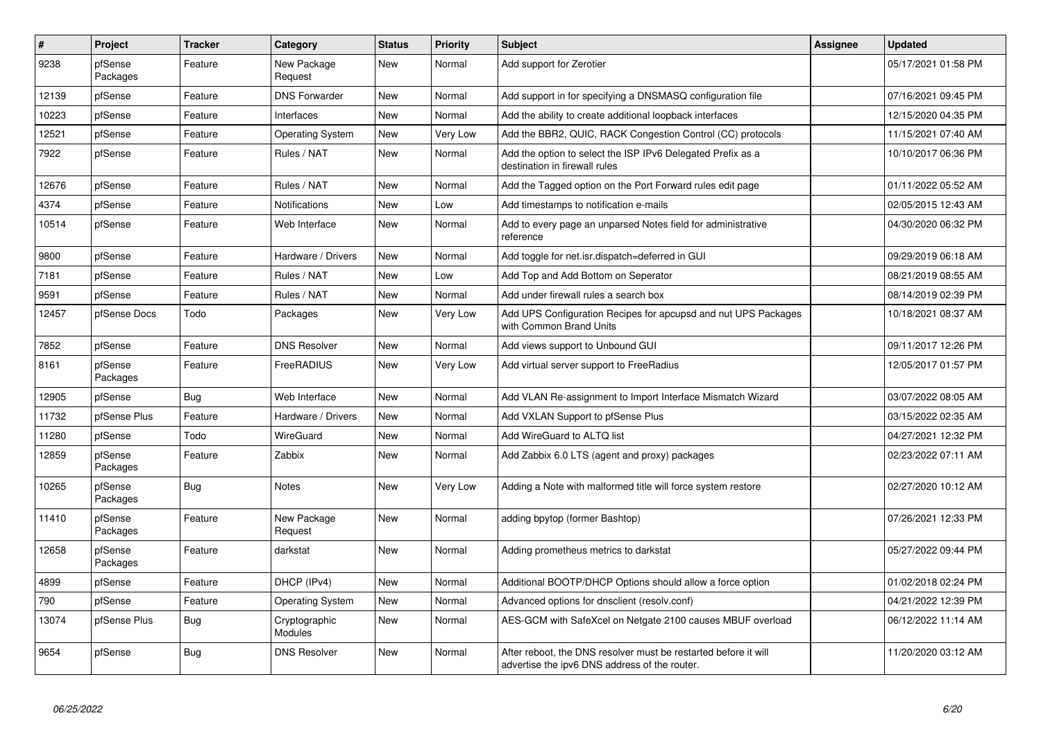| # | Project | Tracker | Category | Status | Priority | Subject | Assignee | Updated |
|---|---|---|---|---|---|---|---|---|
| 9238 | pfSense Packages | Feature | New Package Request | New | Normal | Add support for Zerotier | | 05/17/2021 01:58 PM |
| 12139 | pfSense | Feature | DNS Forwarder | New | Normal | Add support in for specifying a DNSMASQ configuration file | | 07/16/2021 09:45 PM |
| 10223 | pfSense | Feature | Interfaces | New | Normal | Add the ability to create additional loopback interfaces | | 12/15/2020 04:35 PM |
| 12521 | pfSense | Feature | Operating System | New | Very Low | Add the BBR2, QUIC, RACK Congestion Control (CC) protocols | | 11/15/2021 07:40 AM |
| 7922 | pfSense | Feature | Rules / NAT | New | Normal | Add the option to select the ISP IPv6 Delegated Prefix as a destination in firewall rules | | 10/10/2017 06:36 PM |
| 12676 | pfSense | Feature | Rules / NAT | New | Normal | Add the Tagged option on the Port Forward rules edit page | | 01/11/2022 05:52 AM |
| 4374 | pfSense | Feature | Notifications | New | Low | Add timestamps to notification e-mails | | 02/05/2015 12:43 AM |
| 10514 | pfSense | Feature | Web Interface | New | Normal | Add to every page an unparsed Notes field for administrative reference | | 04/30/2020 06:32 PM |
| 9800 | pfSense | Feature | Hardware / Drivers | New | Normal | Add toggle for net.isr.dispatch=deferred in GUI | | 09/29/2019 06:18 AM |
| 7181 | pfSense | Feature | Rules / NAT | New | Low | Add Top and Add Bottom on Seperator | | 08/21/2019 08:55 AM |
| 9591 | pfSense | Feature | Rules / NAT | New | Normal | Add under firewall rules a search box | | 08/14/2019 02:39 PM |
| 12457 | pfSense Docs | Todo | Packages | New | Very Low | Add UPS Configuration Recipes for apcupsd and nut UPS Packages with Common Brand Units | | 10/18/2021 08:37 AM |
| 7852 | pfSense | Feature | DNS Resolver | New | Normal | Add views support to Unbound GUI | | 09/11/2017 12:26 PM |
| 8161 | pfSense Packages | Feature | FreeRADIUS | New | Very Low | Add virtual server support to FreeRadius | | 12/05/2017 01:57 PM |
| 12905 | pfSense | Bug | Web Interface | New | Normal | Add VLAN Re-assignment to Import Interface Mismatch Wizard | | 03/07/2022 08:05 AM |
| 11732 | pfSense Plus | Feature | Hardware / Drivers | New | Normal | Add VXLAN Support to pfSense Plus | | 03/15/2022 02:35 AM |
| 11280 | pfSense | Todo | WireGuard | New | Normal | Add WireGuard to ALTQ list | | 04/27/2021 12:32 PM |
| 12859 | pfSense Packages | Feature | Zabbix | New | Normal | Add Zabbix 6.0 LTS (agent and proxy) packages | | 02/23/2022 07:11 AM |
| 10265 | pfSense Packages | Bug | Notes | New | Very Low | Adding a Note with malformed title will force system restore | | 02/27/2020 10:12 AM |
| 11410 | pfSense Packages | Feature | New Package Request | New | Normal | adding bpytop (former Bashtop) | | 07/26/2021 12:33 PM |
| 12658 | pfSense Packages | Feature | darkstat | New | Normal | Adding prometheus metrics to darkstat | | 05/27/2022 09:44 PM |
| 4899 | pfSense | Feature | DHCP (IPv4) | New | Normal | Additional BOOTP/DHCP Options should allow a force option | | 01/02/2018 02:24 PM |
| 790 | pfSense | Feature | Operating System | New | Normal | Advanced options for dnsclient (resolv.conf) | | 04/21/2022 12:39 PM |
| 13074 | pfSense Plus | Bug | Cryptographic Modules | New | Normal | AES-GCM with SafeXcel on Netgate 2100 causes MBUF overload | | 06/12/2022 11:14 AM |
| 9654 | pfSense | Bug | DNS Resolver | New | Normal | After reboot, the DNS resolver must be restarted before it will advertise the ipv6 DNS address of the router. | | 11/20/2020 03:12 AM |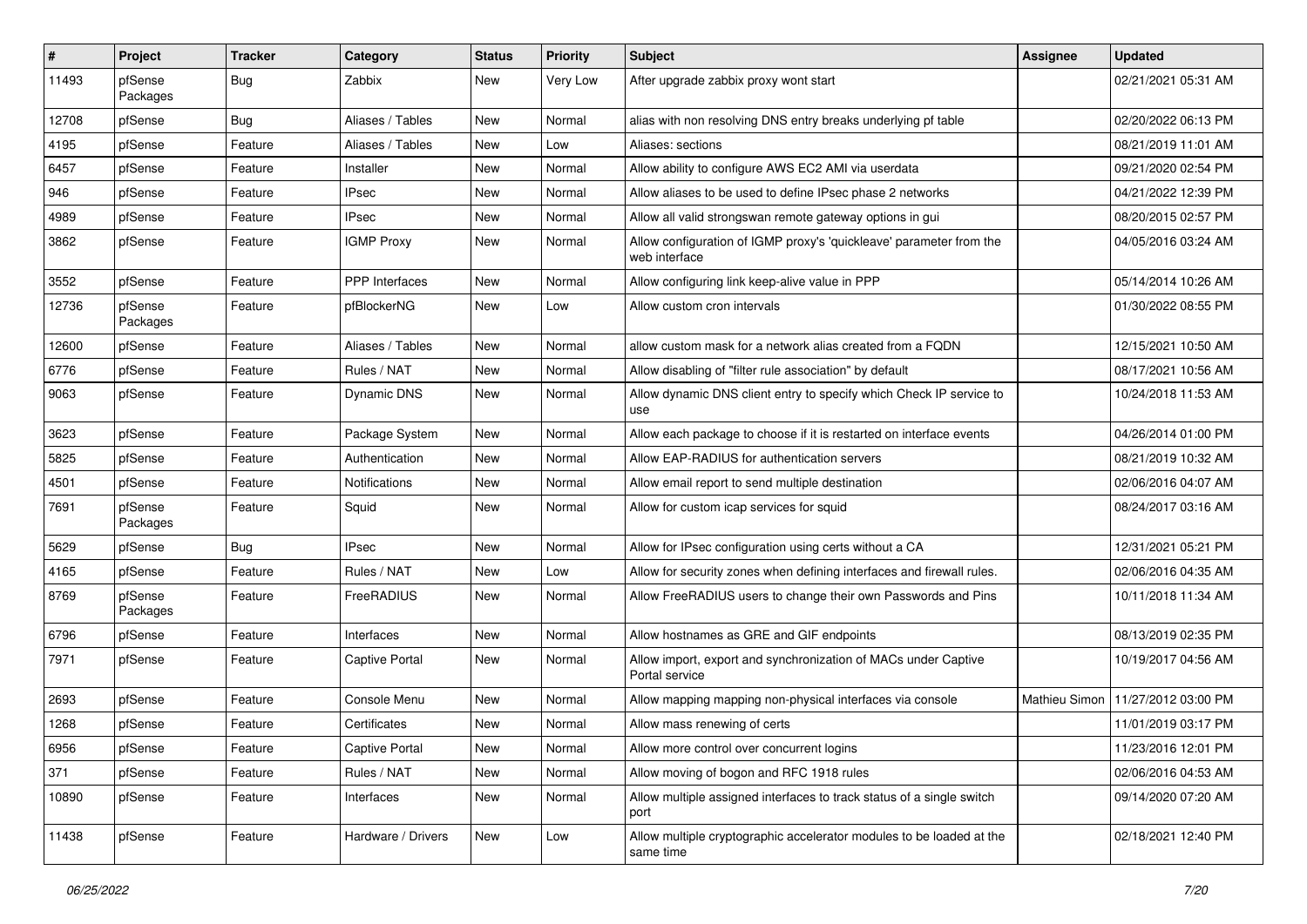| # | Project | Tracker | Category | Status | Priority | Subject | Assignee | Updated |
|---|---|---|---|---|---|---|---|---|
| 11493 | pfSense Packages | Bug | Zabbix | New | Very Low | After upgrade zabbix proxy wont start | | 02/21/2021 05:31 AM |
| 12708 | pfSense | Bug | Aliases / Tables | New | Normal | alias with non resolving DNS entry breaks underlying pf table | | 02/20/2022 06:13 PM |
| 4195 | pfSense | Feature | Aliases / Tables | New | Low | Aliases: sections | | 08/21/2019 11:01 AM |
| 6457 | pfSense | Feature | Installer | New | Normal | Allow ability to configure AWS EC2 AMI via userdata | | 09/21/2020 02:54 PM |
| 946 | pfSense | Feature | IPsec | New | Normal | Allow aliases to be used to define IPsec phase 2 networks | | 04/21/2022 12:39 PM |
| 4989 | pfSense | Feature | IPsec | New | Normal | Allow all valid strongswan remote gateway options in gui | | 08/20/2015 02:57 PM |
| 3862 | pfSense | Feature | IGMP Proxy | New | Normal | Allow configuration of IGMP proxy's 'quickleave' parameter from the web interface | | 04/05/2016 03:24 AM |
| 3552 | pfSense | Feature | PPP Interfaces | New | Normal | Allow configuring link keep-alive value in PPP | | 05/14/2014 10:26 AM |
| 12736 | pfSense Packages | Feature | pfBlockerNG | New | Low | Allow custom cron intervals | | 01/30/2022 08:55 PM |
| 12600 | pfSense | Feature | Aliases / Tables | New | Normal | allow custom mask for a network alias created from a FQDN | | 12/15/2021 10:50 AM |
| 6776 | pfSense | Feature | Rules / NAT | New | Normal | Allow disabling of "filter rule association" by default | | 08/17/2021 10:56 AM |
| 9063 | pfSense | Feature | Dynamic DNS | New | Normal | Allow dynamic DNS client entry to specify which Check IP service to use | | 10/24/2018 11:53 AM |
| 3623 | pfSense | Feature | Package System | New | Normal | Allow each package to choose if it is restarted on interface events | | 04/26/2014 01:00 PM |
| 5825 | pfSense | Feature | Authentication | New | Normal | Allow EAP-RADIUS for authentication servers | | 08/21/2019 10:32 AM |
| 4501 | pfSense | Feature | Notifications | New | Normal | Allow email report to send multiple destination | | 02/06/2016 04:07 AM |
| 7691 | pfSense Packages | Feature | Squid | New | Normal | Allow for custom icap services for squid | | 08/24/2017 03:16 AM |
| 5629 | pfSense | Bug | IPsec | New | Normal | Allow for IPsec configuration using certs without a CA | | 12/31/2021 05:21 PM |
| 4165 | pfSense | Feature | Rules / NAT | New | Low | Allow for security zones when defining interfaces and firewall rules. | | 02/06/2016 04:35 AM |
| 8769 | pfSense Packages | Feature | FreeRADIUS | New | Normal | Allow FreeRADIUS users to change their own Passwords and Pins | | 10/11/2018 11:34 AM |
| 6796 | pfSense | Feature | Interfaces | New | Normal | Allow hostnames as GRE and GIF endpoints | | 08/13/2019 02:35 PM |
| 7971 | pfSense | Feature | Captive Portal | New | Normal | Allow import, export and synchronization of MACs under Captive Portal service | | 10/19/2017 04:56 AM |
| 2693 | pfSense | Feature | Console Menu | New | Normal | Allow mapping mapping non-physical interfaces via console | Mathieu Simon | 11/27/2012 03:00 PM |
| 1268 | pfSense | Feature | Certificates | New | Normal | Allow mass renewing of certs | | 11/01/2019 03:17 PM |
| 6956 | pfSense | Feature | Captive Portal | New | Normal | Allow more control over concurrent logins | | 11/23/2016 12:01 PM |
| 371 | pfSense | Feature | Rules / NAT | New | Normal | Allow moving of bogon and RFC 1918 rules | | 02/06/2016 04:53 AM |
| 10890 | pfSense | Feature | Interfaces | New | Normal | Allow multiple assigned interfaces to track status of a single switch port | | 09/14/2020 07:20 AM |
| 11438 | pfSense | Feature | Hardware / Drivers | New | Low | Allow multiple cryptographic accelerator modules to be loaded at the same time | | 02/18/2021 12:40 PM |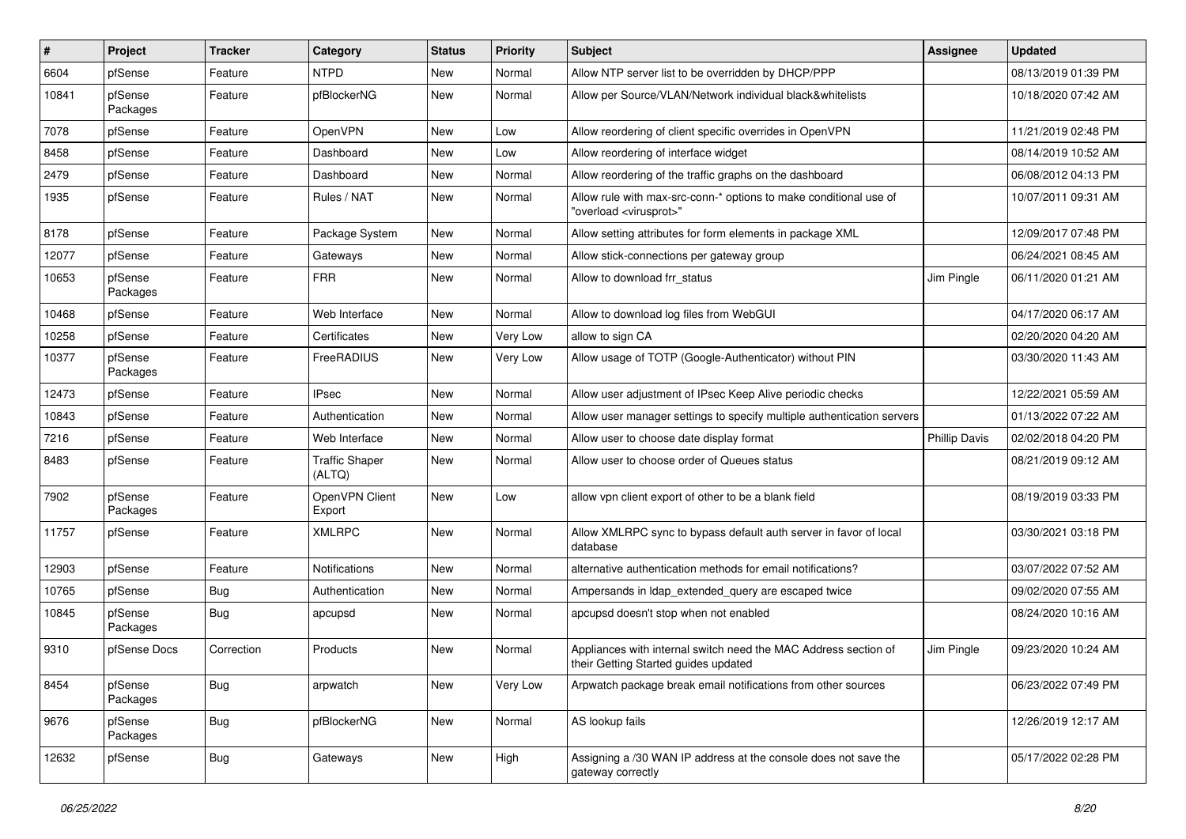| # | Project | Tracker | Category | Status | Priority | Subject | Assignee | Updated |
|---|---|---|---|---|---|---|---|---|
| 6604 | pfSense | Feature | NTPD | New | Normal | Allow NTP server list to be overridden by DHCP/PPP | | 08/13/2019 01:39 PM |
| 10841 | pfSense Packages | Feature | pfBlockerNG | New | Normal | Allow per Source/VLAN/Network individual black&whitelists | | 10/18/2020 07:42 AM |
| 7078 | pfSense | Feature | OpenVPN | New | Low | Allow reordering of client specific overrides in OpenVPN | | 11/21/2019 02:48 PM |
| 8458 | pfSense | Feature | Dashboard | New | Low | Allow reordering of interface widget | | 08/14/2019 10:52 AM |
| 2479 | pfSense | Feature | Dashboard | New | Normal | Allow reordering of the traffic graphs on the dashboard | | 06/08/2012 04:13 PM |
| 1935 | pfSense | Feature | Rules / NAT | New | Normal | Allow rule with max-src-conn-* options to make conditional use of "overload <virusprot>" | | 10/07/2011 09:31 AM |
| 8178 | pfSense | Feature | Package System | New | Normal | Allow setting attributes for form elements in package XML | | 12/09/2017 07:48 PM |
| 12077 | pfSense | Feature | Gateways | New | Normal | Allow stick-connections per gateway group | | 06/24/2021 08:45 AM |
| 10653 | pfSense Packages | Feature | FRR | New | Normal | Allow to download frr_status | Jim Pingle | 06/11/2020 01:21 AM |
| 10468 | pfSense | Feature | Web Interface | New | Normal | Allow to download log files from WebGUI | | 04/17/2020 06:17 AM |
| 10258 | pfSense | Feature | Certificates | New | Very Low | allow to sign CA | | 02/20/2020 04:20 AM |
| 10377 | pfSense Packages | Feature | FreeRADIUS | New | Very Low | Allow usage of TOTP (Google-Authenticator) without PIN | | 03/30/2020 11:43 AM |
| 12473 | pfSense | Feature | IPsec | New | Normal | Allow user adjustment of IPsec Keep Alive periodic checks | | 12/22/2021 05:59 AM |
| 10843 | pfSense | Feature | Authentication | New | Normal | Allow user manager settings to specify multiple authentication servers | | 01/13/2022 07:22 AM |
| 7216 | pfSense | Feature | Web Interface | New | Normal | Allow user to choose date display format | Phillip Davis | 02/02/2018 04:20 PM |
| 8483 | pfSense | Feature | Traffic Shaper (ALTQ) | New | Normal | Allow user to choose order of Queues status | | 08/21/2019 09:12 AM |
| 7902 | pfSense Packages | Feature | OpenVPN Client Export | New | Low | allow vpn client export of other to be a blank field | | 08/19/2019 03:33 PM |
| 11757 | pfSense | Feature | XMLRPC | New | Normal | Allow XMLRPC sync to bypass default auth server in favor of local database | | 03/30/2021 03:18 PM |
| 12903 | pfSense | Feature | Notifications | New | Normal | alternative authentication methods for email notifications? | | 03/07/2022 07:52 AM |
| 10765 | pfSense | Bug | Authentication | New | Normal | Ampersands in ldap_extended_query are escaped twice | | 09/02/2020 07:55 AM |
| 10845 | pfSense Packages | Bug | apcupsd | New | Normal | apcupsd doesn't stop when not enabled | | 08/24/2020 10:16 AM |
| 9310 | pfSense Docs | Correction | Products | New | Normal | Appliances with internal switch need the MAC Address section of their Getting Started guides updated | Jim Pingle | 09/23/2020 10:24 AM |
| 8454 | pfSense Packages | Bug | arpwatch | New | Very Low | Arpwatch package break email notifications from other sources | | 06/23/2022 07:49 PM |
| 9676 | pfSense Packages | Bug | pfBlockerNG | New | Normal | AS lookup fails | | 12/26/2019 12:17 AM |
| 12632 | pfSense | Bug | Gateways | New | High | Assigning a /30 WAN IP address at the console does not save the gateway correctly | | 05/17/2022 02:28 PM |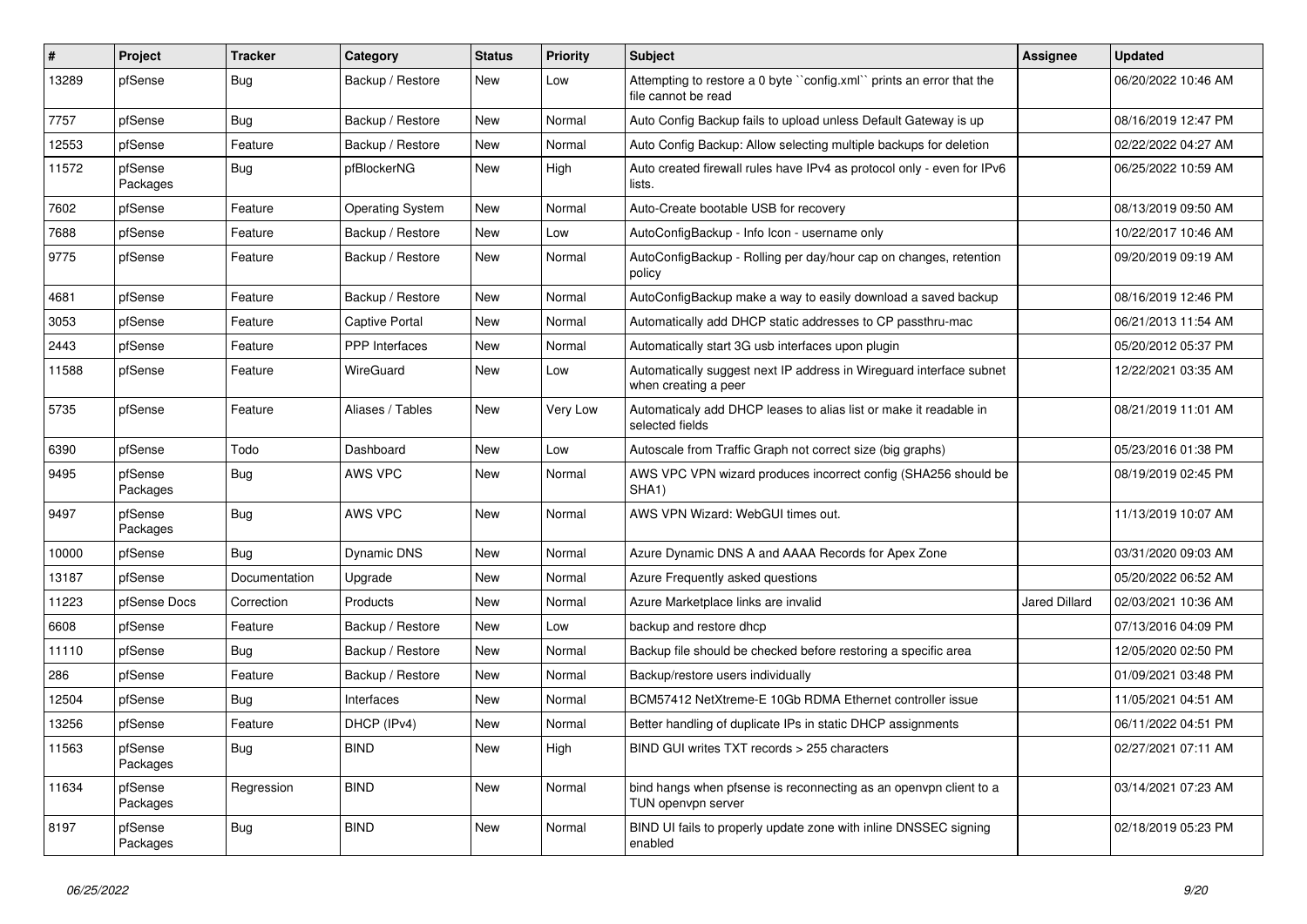| # | Project | Tracker | Category | Status | Priority | Subject | Assignee | Updated |
| --- | --- | --- | --- | --- | --- | --- | --- | --- |
| 13289 | pfSense | Bug | Backup / Restore | New | Low | Attempting to restore a 0 byte ``config.xml`` prints an error that the file cannot be read | | 06/20/2022 10:46 AM |
| 7757 | pfSense | Bug | Backup / Restore | New | Normal | Auto Config Backup fails to upload unless Default Gateway is up | | 08/16/2019 12:47 PM |
| 12553 | pfSense | Feature | Backup / Restore | New | Normal | Auto Config Backup: Allow selecting multiple backups for deletion | | 02/22/2022 04:27 AM |
| 11572 | pfSense Packages | Bug | pfBlockerNG | New | High | Auto created firewall rules have IPv4 as protocol only - even for IPv6 lists. | | 06/25/2022 10:59 AM |
| 7602 | pfSense | Feature | Operating System | New | Normal | Auto-Create bootable USB for recovery | | 08/13/2019 09:50 AM |
| 7688 | pfSense | Feature | Backup / Restore | New | Low | AutoConfigBackup - Info Icon - username only | | 10/22/2017 10:46 AM |
| 9775 | pfSense | Feature | Backup / Restore | New | Normal | AutoConfigBackup - Rolling per day/hour cap on changes, retention policy | | 09/20/2019 09:19 AM |
| 4681 | pfSense | Feature | Backup / Restore | New | Normal | AutoConfigBackup make a way to easily download a saved backup | | 08/16/2019 12:46 PM |
| 3053 | pfSense | Feature | Captive Portal | New | Normal | Automatically add DHCP static addresses to CP passthru-mac | | 06/21/2013 11:54 AM |
| 2443 | pfSense | Feature | PPP Interfaces | New | Normal | Automatically start 3G usb interfaces upon plugin | | 05/20/2012 05:37 PM |
| 11588 | pfSense | Feature | WireGuard | New | Low | Automatically suggest next IP address in Wireguard interface subnet when creating a peer | | 12/22/2021 03:35 AM |
| 5735 | pfSense | Feature | Aliases / Tables | New | Very Low | Automaticaly add DHCP leases to alias list or make it readable in selected fields | | 08/21/2019 11:01 AM |
| 6390 | pfSense | Todo | Dashboard | New | Low | Autoscale from Traffic Graph not correct size (big graphs) | | 05/23/2016 01:38 PM |
| 9495 | pfSense Packages | Bug | AWS VPC | New | Normal | AWS VPC VPN wizard produces incorrect config (SHA256 should be SHA1) | | 08/19/2019 02:45 PM |
| 9497 | pfSense Packages | Bug | AWS VPC | New | Normal | AWS VPN Wizard: WebGUI times out. | | 11/13/2019 10:07 AM |
| 10000 | pfSense | Bug | Dynamic DNS | New | Normal | Azure Dynamic DNS A and AAAA Records for Apex Zone | | 03/31/2020 09:03 AM |
| 13187 | pfSense | Documentation | Upgrade | New | Normal | Azure Frequently asked questions | | 05/20/2022 06:52 AM |
| 11223 | pfSense Docs | Correction | Products | New | Normal | Azure Marketplace links are invalid | Jared Dillard | 02/03/2021 10:36 AM |
| 6608 | pfSense | Feature | Backup / Restore | New | Low | backup and restore dhcp | | 07/13/2016 04:09 PM |
| 11110 | pfSense | Bug | Backup / Restore | New | Normal | Backup file should be checked before restoring a specific area | | 12/05/2020 02:50 PM |
| 286 | pfSense | Feature | Backup / Restore | New | Normal | Backup/restore users individually | | 01/09/2021 03:48 PM |
| 12504 | pfSense | Bug | Interfaces | New | Normal | BCM57412 NetXtreme-E 10Gb RDMA Ethernet controller issue | | 11/05/2021 04:51 AM |
| 13256 | pfSense | Feature | DHCP (IPv4) | New | Normal | Better handling of duplicate IPs in static DHCP assignments | | 06/11/2022 04:51 PM |
| 11563 | pfSense Packages | Bug | BIND | New | High | BIND GUI writes TXT records > 255 characters | | 02/27/2021 07:11 AM |
| 11634 | pfSense Packages | Regression | BIND | New | Normal | bind hangs when pfsense is reconnecting as an openvpn client to a TUN openvpn server | | 03/14/2021 07:23 AM |
| 8197 | pfSense Packages | Bug | BIND | New | Normal | BIND UI fails to properly update zone with inline DNSSEC signing enabled | | 02/18/2019 05:23 PM |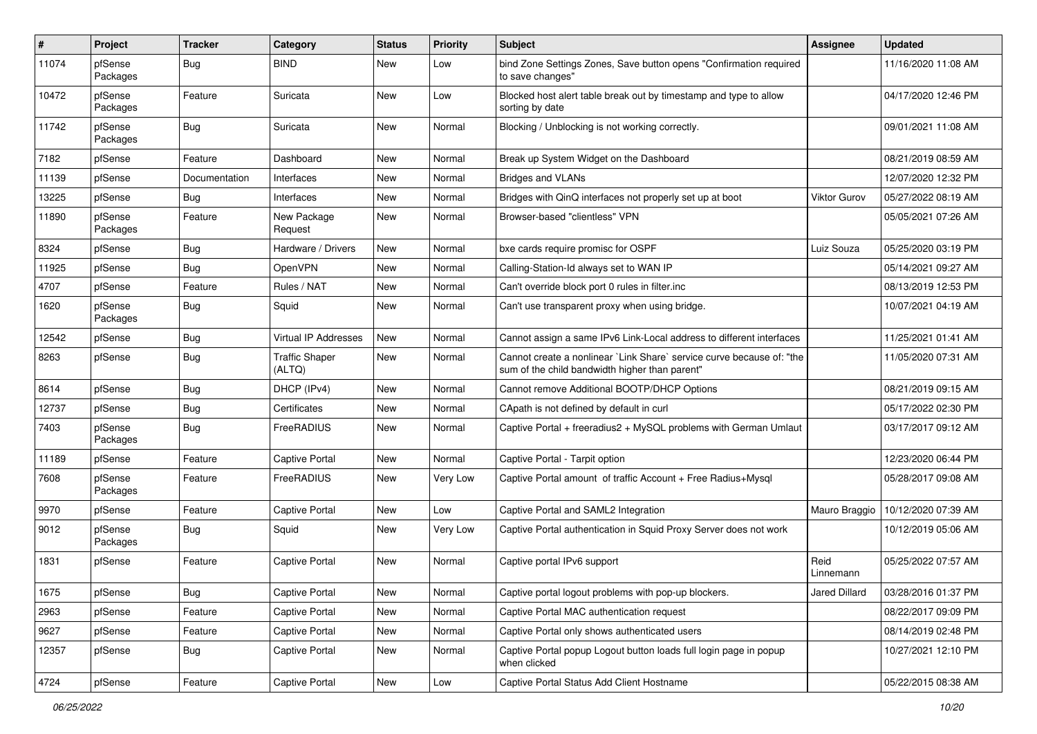| # | Project | Tracker | Category | Status | Priority | Subject | Assignee | Updated |
|---|---|---|---|---|---|---|---|---|
| 11074 | pfSense Packages | Bug | BIND | New | Low | bind Zone Settings Zones, Save button opens "Confirmation required to save changes" | | 11/16/2020 11:08 AM |
| 10472 | pfSense Packages | Feature | Suricata | New | Low | Blocked host alert table break out by timestamp and type to allow sorting by date | | 04/17/2020 12:46 PM |
| 11742 | pfSense Packages | Bug | Suricata | New | Normal | Blocking / Unblocking is not working correctly. | | 09/01/2021 11:08 AM |
| 7182 | pfSense | Feature | Dashboard | New | Normal | Break up System Widget on the Dashboard | | 08/21/2019 08:59 AM |
| 11139 | pfSense | Documentation | Interfaces | New | Normal | Bridges and VLANs | | 12/07/2020 12:32 PM |
| 13225 | pfSense | Bug | Interfaces | New | Normal | Bridges with QinQ interfaces not properly set up at boot | Viktor Gurov | 05/27/2022 08:19 AM |
| 11890 | pfSense Packages | Feature | New Package Request | New | Normal | Browser-based "clientless" VPN | | 05/05/2021 07:26 AM |
| 8324 | pfSense | Bug | Hardware / Drivers | New | Normal | bxe cards require promisc for OSPF | Luiz Souza | 05/25/2020 03:19 PM |
| 11925 | pfSense | Bug | OpenVPN | New | Normal | Calling-Station-Id always set to WAN IP | | 05/14/2021 09:27 AM |
| 4707 | pfSense | Feature | Rules / NAT | New | Normal | Can't override block port 0 rules in filter.inc | | 08/13/2019 12:53 PM |
| 1620 | pfSense Packages | Bug | Squid | New | Normal | Can't use transparent proxy when using bridge. | | 10/07/2021 04:19 AM |
| 12542 | pfSense | Bug | Virtual IP Addresses | New | Normal | Cannot assign a same IPv6 Link-Local address to different interfaces | | 11/25/2021 01:41 AM |
| 8263 | pfSense | Bug | Traffic Shaper (ALTQ) | New | Normal | Cannot create a nonlinear `Link Share` service curve because of: "the sum of the child bandwidth higher than parent" | | 11/05/2020 07:31 AM |
| 8614 | pfSense | Bug | DHCP (IPv4) | New | Normal | Cannot remove Additional BOOTP/DHCP Options | | 08/21/2019 09:15 AM |
| 12737 | pfSense | Bug | Certificates | New | Normal | CApath is not defined by default in curl | | 05/17/2022 02:30 PM |
| 7403 | pfSense Packages | Bug | FreeRADIUS | New | Normal | Captive Portal + freeradius2 + MySQL problems with German Umlaut | | 03/17/2017 09:12 AM |
| 11189 | pfSense | Feature | Captive Portal | New | Normal | Captive Portal - Tarpit option | | 12/23/2020 06:44 PM |
| 7608 | pfSense Packages | Feature | FreeRADIUS | New | Very Low | Captive Portal amount of traffic Account + Free Radius+Mysql | | 05/28/2017 09:08 AM |
| 9970 | pfSense | Feature | Captive Portal | New | Low | Captive Portal and SAML2 Integration | Mauro Braggio | 10/12/2020 07:39 AM |
| 9012 | pfSense Packages | Bug | Squid | New | Very Low | Captive Portal authentication in Squid Proxy Server does not work | | 10/12/2019 05:06 AM |
| 1831 | pfSense | Feature | Captive Portal | New | Normal | Captive portal IPv6 support | Reid Linnemann | 05/25/2022 07:57 AM |
| 1675 | pfSense | Bug | Captive Portal | New | Normal | Captive portal logout problems with pop-up blockers. | Jared Dillard | 03/28/2016 01:37 PM |
| 2963 | pfSense | Feature | Captive Portal | New | Normal | Captive Portal MAC authentication request | | 08/22/2017 09:09 PM |
| 9627 | pfSense | Feature | Captive Portal | New | Normal | Captive Portal only shows authenticated users | | 08/14/2019 02:48 PM |
| 12357 | pfSense | Bug | Captive Portal | New | Normal | Captive Portal popup Logout button loads full login page in popup when clicked | | 10/27/2021 12:10 PM |
| 4724 | pfSense | Feature | Captive Portal | New | Low | Captive Portal Status Add Client Hostname | | 05/22/2015 08:38 AM |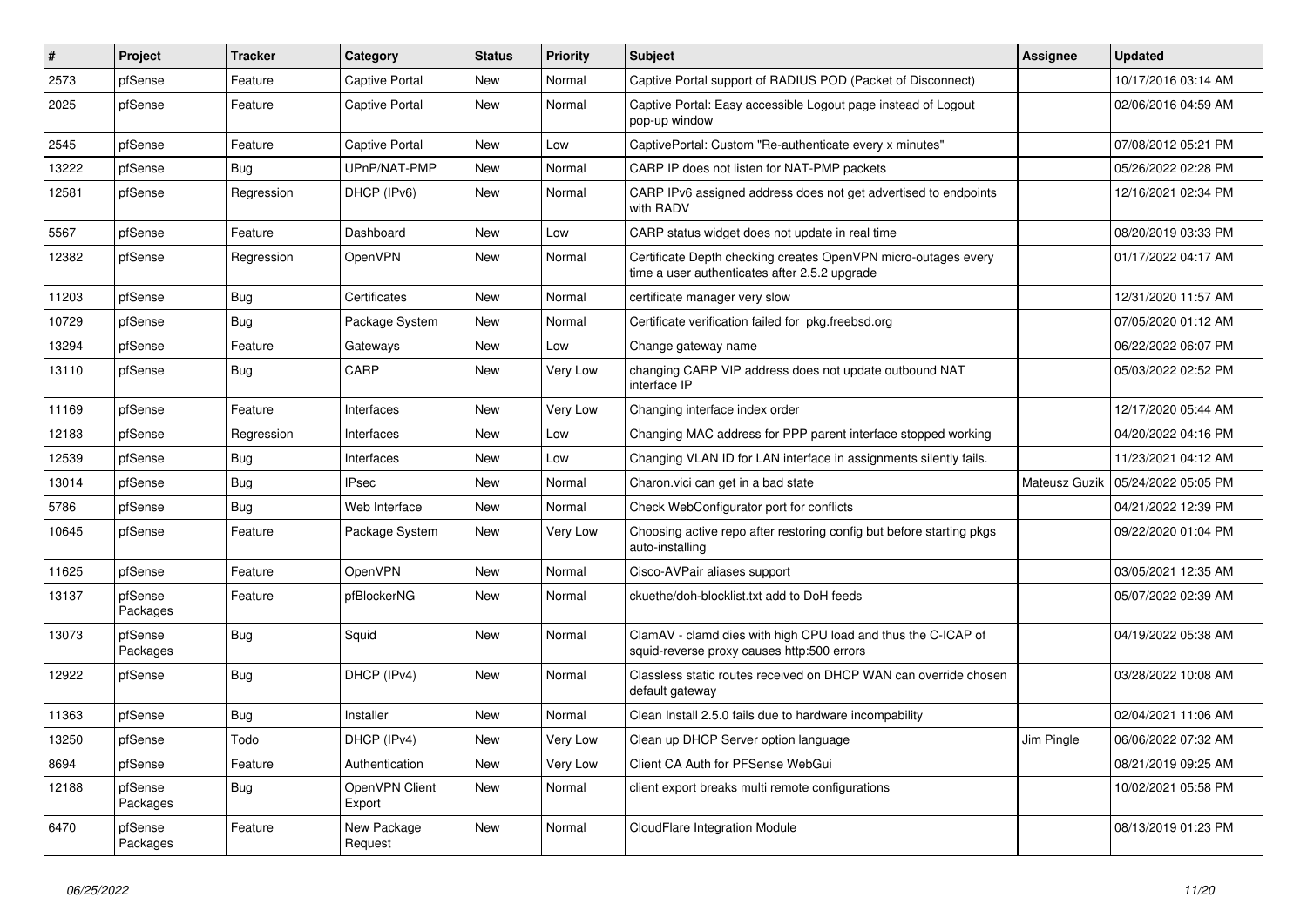| # | Project | Tracker | Category | Status | Priority | Subject | Assignee | Updated |
|---|---|---|---|---|---|---|---|---|
| 2573 | pfSense | Feature | Captive Portal | New | Normal | Captive Portal support of RADIUS POD (Packet of Disconnect) | | 10/17/2016 03:14 AM |
| 2025 | pfSense | Feature | Captive Portal | New | Normal | Captive Portal: Easy accessible Logout page instead of Logout pop-up window | | 02/06/2016 04:59 AM |
| 2545 | pfSense | Feature | Captive Portal | New | Low | CaptivePortal: Custom "Re-authenticate every x minutes" | | 07/08/2012 05:21 PM |
| 13222 | pfSense | Bug | UPnP/NAT-PMP | New | Normal | CARP IP does not listen for NAT-PMP packets | | 05/26/2022 02:28 PM |
| 12581 | pfSense | Regression | DHCP (IPv6) | New | Normal | CARP IPv6 assigned address does not get advertised to endpoints with RADV | | 12/16/2021 02:34 PM |
| 5567 | pfSense | Feature | Dashboard | New | Low | CARP status widget does not update in real time | | 08/20/2019 03:33 PM |
| 12382 | pfSense | Regression | OpenVPN | New | Normal | Certificate Depth checking creates OpenVPN micro-outages every time a user authenticates after 2.5.2 upgrade | | 01/17/2022 04:17 AM |
| 11203 | pfSense | Bug | Certificates | New | Normal | certificate manager very slow | | 12/31/2020 11:57 AM |
| 10729 | pfSense | Bug | Package System | New | Normal | Certificate verification failed for pkg.freebsd.org | | 07/05/2020 01:12 AM |
| 13294 | pfSense | Feature | Gateways | New | Low | Change gateway name | | 06/22/2022 06:07 PM |
| 13110 | pfSense | Bug | CARP | New | Very Low | changing CARP VIP address does not update outbound NAT interface IP | | 05/03/2022 02:52 PM |
| 11169 | pfSense | Feature | Interfaces | New | Very Low | Changing interface index order | | 12/17/2020 05:44 AM |
| 12183 | pfSense | Regression | Interfaces | New | Low | Changing MAC address for PPP parent interface stopped working | | 04/20/2022 04:16 PM |
| 12539 | pfSense | Bug | Interfaces | New | Low | Changing VLAN ID for LAN interface in assignments silently fails. | | 11/23/2021 04:12 AM |
| 13014 | pfSense | Bug | IPsec | New | Normal | Charon.vici can get in a bad state | Mateusz Guzik | 05/24/2022 05:05 PM |
| 5786 | pfSense | Bug | Web Interface | New | Normal | Check WebConfigurator port for conflicts | | 04/21/2022 12:39 PM |
| 10645 | pfSense | Feature | Package System | New | Very Low | Choosing active repo after restoring config but before starting pkgs auto-installing | | 09/22/2020 01:04 PM |
| 11625 | pfSense | Feature | OpenVPN | New | Normal | Cisco-AVPair aliases support | | 03/05/2021 12:35 AM |
| 13137 | pfSense Packages | Feature | pfBlockerNG | New | Normal | ckuethe/doh-blocklist.txt add to DoH feeds | | 05/07/2022 02:39 AM |
| 13073 | pfSense Packages | Bug | Squid | New | Normal | ClamAV - clamd dies with high CPU load and thus the C-ICAP of squid-reverse proxy causes http:500 errors | | 04/19/2022 05:38 AM |
| 12922 | pfSense | Bug | DHCP (IPv4) | New | Normal | Classless static routes received on DHCP WAN can override chosen default gateway | | 03/28/2022 10:08 AM |
| 11363 | pfSense | Bug | Installer | New | Normal | Clean Install 2.5.0 fails due to hardware incompability | | 02/04/2021 11:06 AM |
| 13250 | pfSense | Todo | DHCP (IPv4) | New | Very Low | Clean up DHCP Server option language | Jim Pingle | 06/06/2022 07:32 AM |
| 8694 | pfSense | Feature | Authentication | New | Very Low | Client CA Auth for PFSense WebGui | | 08/21/2019 09:25 AM |
| 12188 | pfSense Packages | Bug | OpenVPN Client Export | New | Normal | client export breaks multi remote configurations | | 10/02/2021 05:58 PM |
| 6470 | pfSense Packages | Feature | New Package Request | New | Normal | CloudFlare Integration Module | | 08/13/2019 01:23 PM |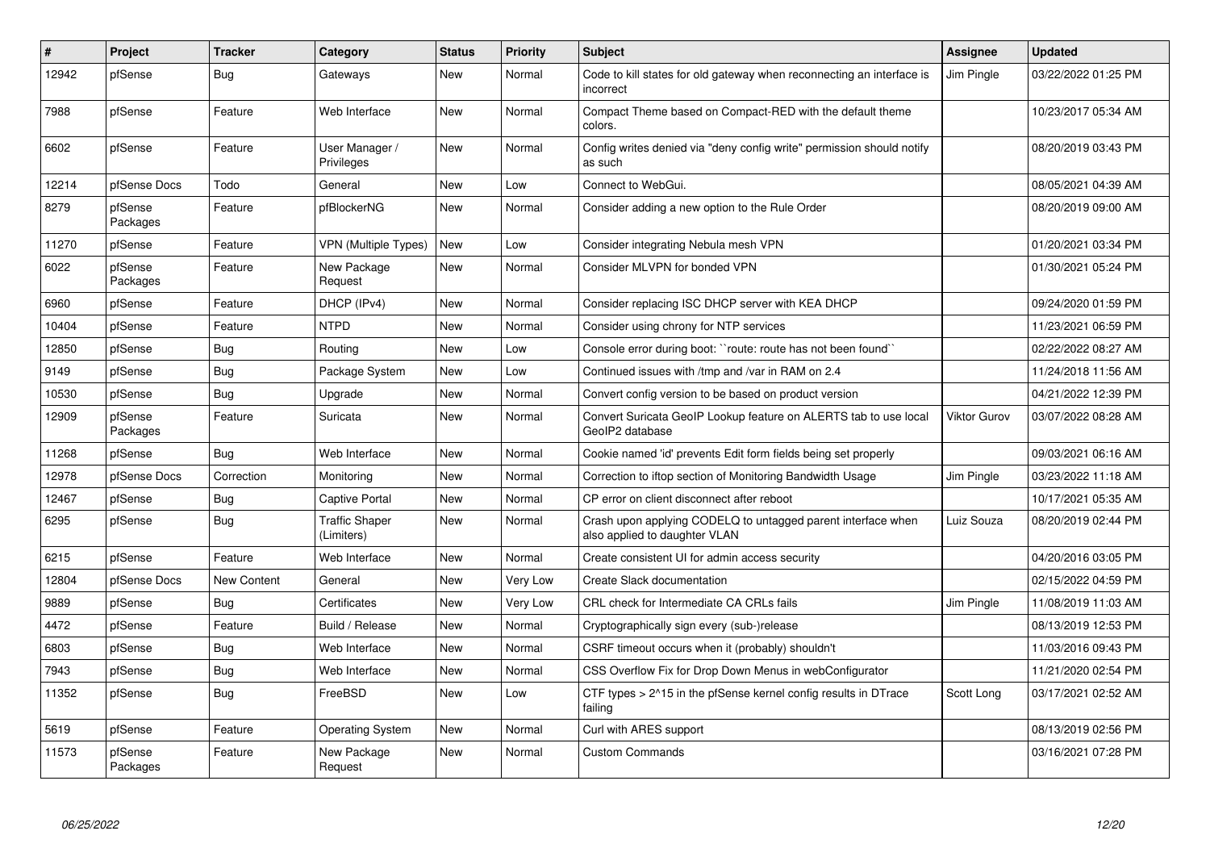| # | Project | Tracker | Category | Status | Priority | Subject | Assignee | Updated |
| --- | --- | --- | --- | --- | --- | --- | --- | --- |
| 12942 | pfSense | Bug | Gateways | New | Normal | Code to kill states for old gateway when reconnecting an interface is incorrect | Jim Pingle | 03/22/2022 01:25 PM |
| 7988 | pfSense | Feature | Web Interface | New | Normal | Compact Theme based on Compact-RED with the default theme colors. | | 10/23/2017 05:34 AM |
| 6602 | pfSense | Feature | User Manager / Privileges | New | Normal | Config writes denied via "deny config write" permission should notify as such | | 08/20/2019 03:43 PM |
| 12214 | pfSense Docs | Todo | General | New | Low | Connect to WebGui. | | 08/05/2021 04:39 AM |
| 8279 | pfSense Packages | Feature | pfBlockerNG | New | Normal | Consider adding a new option to the Rule Order | | 08/20/2019 09:00 AM |
| 11270 | pfSense | Feature | VPN (Multiple Types) | New | Low | Consider integrating Nebula mesh VPN | | 01/20/2021 03:34 PM |
| 6022 | pfSense Packages | Feature | New Package Request | New | Normal | Consider MLVPN for bonded VPN | | 01/30/2021 05:24 PM |
| 6960 | pfSense | Feature | DHCP (IPv4) | New | Normal | Consider replacing ISC DHCP server with KEA DHCP | | 09/24/2020 01:59 PM |
| 10404 | pfSense | Feature | NTPD | New | Normal | Consider using chrony for NTP services | | 11/23/2021 06:59 PM |
| 12850 | pfSense | Bug | Routing | New | Low | Console error during boot: ``route: route has not been found`` | | 02/22/2022 08:27 AM |
| 9149 | pfSense | Bug | Package System | New | Low | Continued issues with /tmp and /var in RAM on 2.4 | | 11/24/2018 11:56 AM |
| 10530 | pfSense | Bug | Upgrade | New | Normal | Convert config version to be based on product version | | 04/21/2022 12:39 PM |
| 12909 | pfSense Packages | Feature | Suricata | New | Normal | Convert Suricata GeoIP Lookup feature on ALERTS tab to use local GeoIP2 database | Viktor Gurov | 03/07/2022 08:28 AM |
| 11268 | pfSense | Bug | Web Interface | New | Normal | Cookie named 'id' prevents Edit form fields being set properly | | 09/03/2021 06:16 AM |
| 12978 | pfSense Docs | Correction | Monitoring | New | Normal | Correction to iftop section of Monitoring Bandwidth Usage | Jim Pingle | 03/23/2022 11:18 AM |
| 12467 | pfSense | Bug | Captive Portal | New | Normal | CP error on client disconnect after reboot | | 10/17/2021 05:35 AM |
| 6295 | pfSense | Bug | Traffic Shaper (Limiters) | New | Normal | Crash upon applying CODELQ to untagged parent interface when also applied to daughter VLAN | Luiz Souza | 08/20/2019 02:44 PM |
| 6215 | pfSense | Feature | Web Interface | New | Normal | Create consistent UI for admin access security | | 04/20/2016 03:05 PM |
| 12804 | pfSense Docs | New Content | General | New | Very Low | Create Slack documentation | | 02/15/2022 04:59 PM |
| 9889 | pfSense | Bug | Certificates | New | Very Low | CRL check for Intermediate CA CRLs fails | Jim Pingle | 11/08/2019 11:03 AM |
| 4472 | pfSense | Feature | Build / Release | New | Normal | Cryptographically sign every (sub-)release | | 08/13/2019 12:53 PM |
| 6803 | pfSense | Bug | Web Interface | New | Normal | CSRF timeout occurs when it (probably) shouldn't | | 11/03/2016 09:43 PM |
| 7943 | pfSense | Bug | Web Interface | New | Normal | CSS Overflow Fix for Drop Down Menus in webConfigurator | | 11/21/2020 02:54 PM |
| 11352 | pfSense | Bug | FreeBSD | New | Low | CTF types > 2^15 in the pfSense kernel config results in DTrace failing | Scott Long | 03/17/2021 02:52 AM |
| 5619 | pfSense | Feature | Operating System | New | Normal | Curl with ARES support | | 08/13/2019 02:56 PM |
| 11573 | pfSense Packages | Feature | New Package Request | New | Normal | Custom Commands | | 03/16/2021 07:28 PM |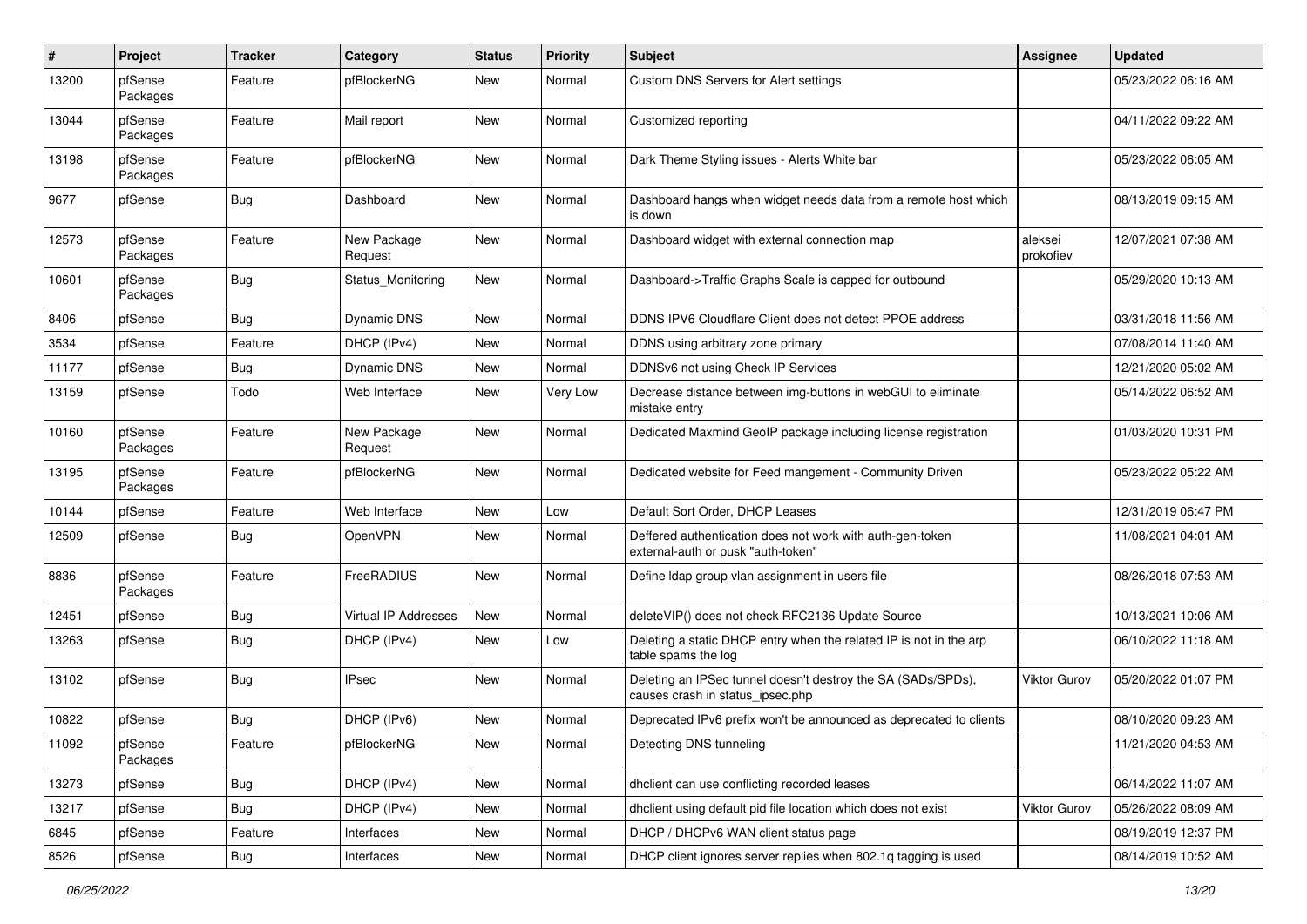| # | Project | Tracker | Category | Status | Priority | Subject | Assignee | Updated |
|---|---|---|---|---|---|---|---|---|
| 13200 | pfSense Packages | Feature | pfBlockerNG | New | Normal | Custom DNS Servers for Alert settings | | 05/23/2022 06:16 AM |
| 13044 | pfSense Packages | Feature | Mail report | New | Normal | Customized reporting | | 04/11/2022 09:22 AM |
| 13198 | pfSense Packages | Feature | pfBlockerNG | New | Normal | Dark Theme Styling issues - Alerts White bar | | 05/23/2022 06:05 AM |
| 9677 | pfSense | Bug | Dashboard | New | Normal | Dashboard hangs when widget needs data from a remote host which is down | | 08/13/2019 09:15 AM |
| 12573 | pfSense Packages | Feature | New Package Request | New | Normal | Dashboard widget with external connection map | aleksei prokofiev | 12/07/2021 07:38 AM |
| 10601 | pfSense Packages | Bug | Status_Monitoring | New | Normal | Dashboard->Traffic Graphs Scale is capped for outbound | | 05/29/2020 10:13 AM |
| 8406 | pfSense | Bug | Dynamic DNS | New | Normal | DDNS IPV6 Cloudflare Client does not detect PPOE address | | 03/31/2018 11:56 AM |
| 3534 | pfSense | Feature | DHCP (IPv4) | New | Normal | DDNS using arbitrary zone primary | | 07/08/2014 11:40 AM |
| 11177 | pfSense | Bug | Dynamic DNS | New | Normal | DDNSv6 not using Check IP Services | | 12/21/2020 05:02 AM |
| 13159 | pfSense | Todo | Web Interface | New | Very Low | Decrease distance between img-buttons in webGUI to eliminate mistake entry | | 05/14/2022 06:52 AM |
| 10160 | pfSense Packages | Feature | New Package Request | New | Normal | Dedicated Maxmind GeoIP package including license registration | | 01/03/2020 10:31 PM |
| 13195 | pfSense Packages | Feature | pfBlockerNG | New | Normal | Dedicated website for Feed mangement - Community Driven | | 05/23/2022 05:22 AM |
| 10144 | pfSense | Feature | Web Interface | New | Low | Default Sort Order, DHCP Leases | | 12/31/2019 06:47 PM |
| 12509 | pfSense | Bug | OpenVPN | New | Normal | Deffered authentication does not work with auth-gen-token external-auth or pusk "auth-token" | | 11/08/2021 04:01 AM |
| 8836 | pfSense Packages | Feature | FreeRADIUS | New | Normal | Define ldap group vlan assignment in users file | | 08/26/2018 07:53 AM |
| 12451 | pfSense | Bug | Virtual IP Addresses | New | Normal | deleteVIP() does not check RFC2136 Update Source | | 10/13/2021 10:06 AM |
| 13263 | pfSense | Bug | DHCP (IPv4) | New | Low | Deleting a static DHCP entry when the related IP is not in the arp table spams the log | | 06/10/2022 11:18 AM |
| 13102 | pfSense | Bug | IPsec | New | Normal | Deleting an IPSec tunnel doesn't destroy the SA (SADs/SPDs), causes crash in status_ipsec.php | Viktor Gurov | 05/20/2022 01:07 PM |
| 10822 | pfSense | Bug | DHCP (IPv6) | New | Normal | Deprecated IPv6 prefix won't be announced as deprecated to clients | | 08/10/2020 09:23 AM |
| 11092 | pfSense Packages | Feature | pfBlockerNG | New | Normal | Detecting DNS tunneling | | 11/21/2020 04:53 AM |
| 13273 | pfSense | Bug | DHCP (IPv4) | New | Normal | dhclient can use conflicting recorded leases | | 06/14/2022 11:07 AM |
| 13217 | pfSense | Bug | DHCP (IPv4) | New | Normal | dhclient using default pid file location which does not exist | Viktor Gurov | 05/26/2022 08:09 AM |
| 6845 | pfSense | Feature | Interfaces | New | Normal | DHCP / DHCPv6 WAN client status page | | 08/19/2019 12:37 PM |
| 8526 | pfSense | Bug | Interfaces | New | Normal | DHCP client ignores server replies when 802.1q tagging is used | | 08/14/2019 10:52 AM |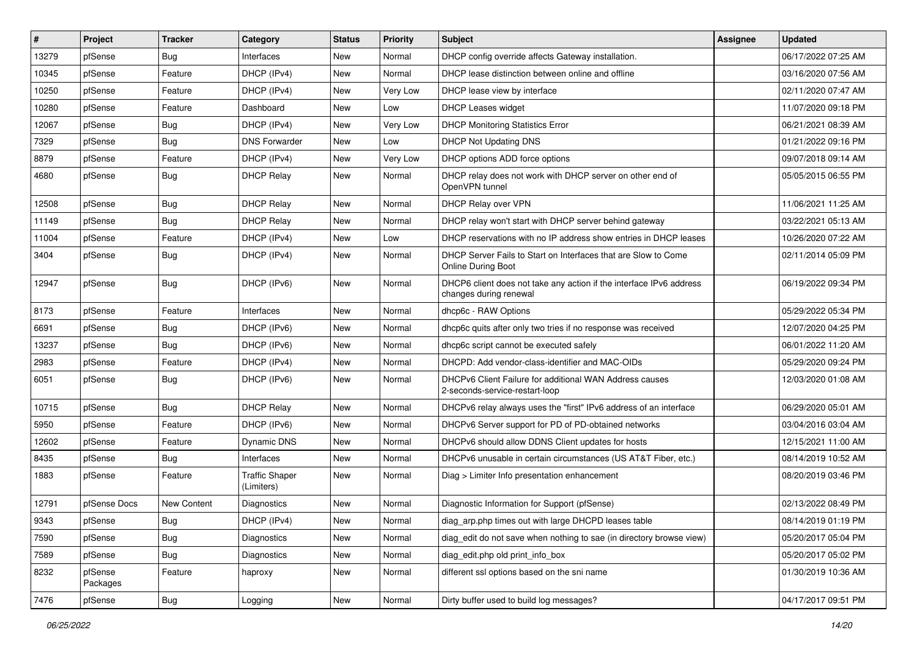| # | Project | Tracker | Category | Status | Priority | Subject | Assignee | Updated |
| --- | --- | --- | --- | --- | --- | --- | --- | --- |
| 13279 | pfSense | Bug | Interfaces | New | Normal | DHCP config override affects Gateway installation. | | 06/17/2022 07:25 AM |
| 10345 | pfSense | Feature | DHCP (IPv4) | New | Normal | DHCP lease distinction between online and offline | | 03/16/2020 07:56 AM |
| 10250 | pfSense | Feature | DHCP (IPv4) | New | Very Low | DHCP lease view by interface | | 02/11/2020 07:47 AM |
| 10280 | pfSense | Feature | Dashboard | New | Low | DHCP Leases widget | | 11/07/2020 09:18 PM |
| 12067 | pfSense | Bug | DHCP (IPv4) | New | Very Low | DHCP Monitoring Statistics Error | | 06/21/2021 08:39 AM |
| 7329 | pfSense | Bug | DNS Forwarder | New | Low | DHCP Not Updating DNS | | 01/21/2022 09:16 PM |
| 8879 | pfSense | Feature | DHCP (IPv4) | New | Very Low | DHCP options ADD force options | | 09/07/2018 09:14 AM |
| 4680 | pfSense | Bug | DHCP Relay | New | Normal | DHCP relay does not work with DHCP server on other end of OpenVPN tunnel | | 05/05/2015 06:55 PM |
| 12508 | pfSense | Bug | DHCP Relay | New | Normal | DHCP Relay over VPN | | 11/06/2021 11:25 AM |
| 11149 | pfSense | Bug | DHCP Relay | New | Normal | DHCP relay won't start with DHCP server behind gateway | | 03/22/2021 05:13 AM |
| 11004 | pfSense | Feature | DHCP (IPv4) | New | Low | DHCP reservations with no IP address show entries in DHCP leases | | 10/26/2020 07:22 AM |
| 3404 | pfSense | Bug | DHCP (IPv4) | New | Normal | DHCP Server Fails to Start on Interfaces that are Slow to Come Online During Boot | | 02/11/2014 05:09 PM |
| 12947 | pfSense | Bug | DHCP (IPv6) | New | Normal | DHCP6 client does not take any action if the interface IPv6 address changes during renewal | | 06/19/2022 09:34 PM |
| 8173 | pfSense | Feature | Interfaces | New | Normal | dhcp6c - RAW Options | | 05/29/2022 05:34 PM |
| 6691 | pfSense | Bug | DHCP (IPv6) | New | Normal | dhcp6c quits after only two tries if no response was received | | 12/07/2020 04:25 PM |
| 13237 | pfSense | Bug | DHCP (IPv6) | New | Normal | dhcp6c script cannot be executed safely | | 06/01/2022 11:20 AM |
| 2983 | pfSense | Feature | DHCP (IPv4) | New | Normal | DHCPD: Add vendor-class-identifier and MAC-OIDs | | 05/29/2020 09:24 PM |
| 6051 | pfSense | Bug | DHCP (IPv6) | New | Normal | DHCPv6 Client Failure for additional WAN Address causes 2-seconds-service-restart-loop | | 12/03/2020 01:08 AM |
| 10715 | pfSense | Bug | DHCP Relay | New | Normal | DHCPv6 relay always uses the "first" IPv6 address of an interface | | 06/29/2020 05:01 AM |
| 5950 | pfSense | Feature | DHCP (IPv6) | New | Normal | DHCPv6 Server support for PD of PD-obtained networks | | 03/04/2016 03:04 AM |
| 12602 | pfSense | Feature | Dynamic DNS | New | Normal | DHCPv6 should allow DDNS Client updates for hosts | | 12/15/2021 11:00 AM |
| 8435 | pfSense | Bug | Interfaces | New | Normal | DHCPv6 unusable in certain circumstances (US AT&T Fiber, etc.) | | 08/14/2019 10:52 AM |
| 1883 | pfSense | Feature | Traffic Shaper (Limiters) | New | Normal | Diag > Limiter Info presentation enhancement | | 08/20/2019 03:46 PM |
| 12791 | pfSense Docs | New Content | Diagnostics | New | Normal | Diagnostic Information for Support (pfSense) | | 02/13/2022 08:49 PM |
| 9343 | pfSense | Bug | DHCP (IPv4) | New | Normal | diag_arp.php times out with large DHCPD leases table | | 08/14/2019 01:19 PM |
| 7590 | pfSense | Bug | Diagnostics | New | Normal | diag_edit do not save when nothing to sae (in directory browse view) | | 05/20/2017 05:04 PM |
| 7589 | pfSense | Bug | Diagnostics | New | Normal | diag_edit.php old print_info_box | | 05/20/2017 05:02 PM |
| 8232 | pfSense Packages | Feature | haproxy | New | Normal | different ssl options based on the sni name | | 01/30/2019 10:36 AM |
| 7476 | pfSense | Bug | Logging | New | Normal | Dirty buffer used to build log messages? | | 04/17/2017 09:51 PM |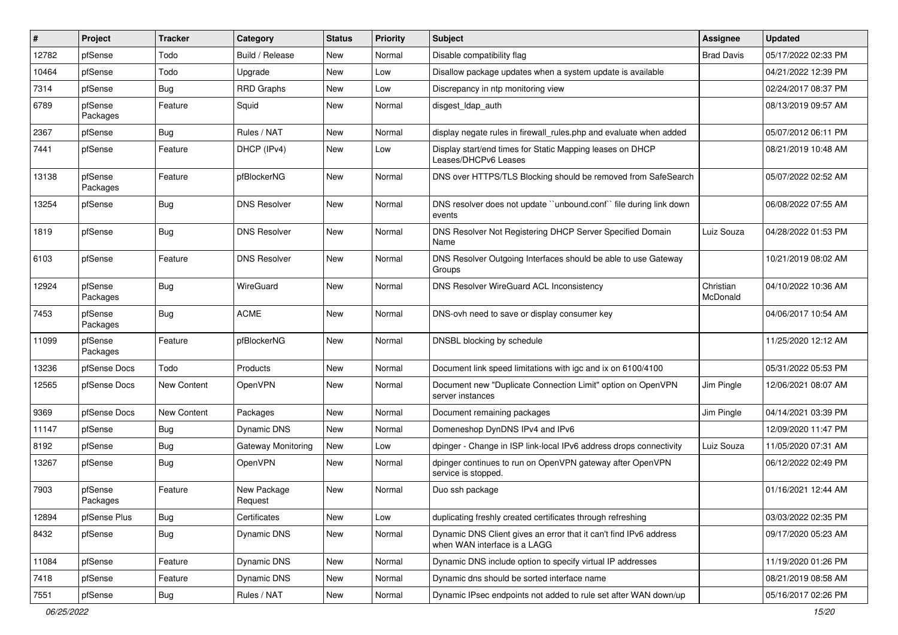| # | Project | Tracker | Category | Status | Priority | Subject | Assignee | Updated |
|---|---|---|---|---|---|---|---|---|
| 12782 | pfSense | Todo | Build / Release | New | Normal | Disable compatibility flag | Brad Davis | 05/17/2022 02:33 PM |
| 10464 | pfSense | Todo | Upgrade | New | Low | Disallow package updates when a system update is available | | 04/21/2022 12:39 PM |
| 7314 | pfSense | Bug | RRD Graphs | New | Low | Discrepancy in ntp monitoring view | | 02/24/2017 08:37 PM |
| 6789 | pfSense Packages | Feature | Squid | New | Normal | disgest_ldap_auth | | 08/13/2019 09:57 AM |
| 2367 | pfSense | Bug | Rules / NAT | New | Normal | display negate rules in firewall_rules.php and evaluate when added | | 05/07/2012 06:11 PM |
| 7441 | pfSense | Feature | DHCP (IPv4) | New | Low | Display start/end times for Static Mapping leases on DHCP Leases/DHCPv6 Leases | | 08/21/2019 10:48 AM |
| 13138 | pfSense Packages | Feature | pfBlockerNG | New | Normal | DNS over HTTPS/TLS Blocking should be removed from SafeSearch | | 05/07/2022 02:52 AM |
| 13254 | pfSense | Bug | DNS Resolver | New | Normal | DNS resolver does not update ``unbound.conf`` file during link down events | | 06/08/2022 07:55 AM |
| 1819 | pfSense | Bug | DNS Resolver | New | Normal | DNS Resolver Not Registering DHCP Server Specified Domain Name | Luiz Souza | 04/28/2022 01:53 PM |
| 6103 | pfSense | Feature | DNS Resolver | New | Normal | DNS Resolver Outgoing Interfaces should be able to use Gateway Groups | | 10/21/2019 08:02 AM |
| 12924 | pfSense Packages | Bug | WireGuard | New | Normal | DNS Resolver WireGuard ACL Inconsistency | Christian McDonald | 04/10/2022 10:36 AM |
| 7453 | pfSense Packages | Bug | ACME | New | Normal | DNS-ovh need to save or display consumer key | | 04/06/2017 10:54 AM |
| 11099 | pfSense Packages | Feature | pfBlockerNG | New | Normal | DNSBL blocking by schedule | | 11/25/2020 12:12 AM |
| 13236 | pfSense Docs | Todo | Products | New | Normal | Document link speed limitations with igc and ix on 6100/4100 | | 05/31/2022 05:53 PM |
| 12565 | pfSense Docs | New Content | OpenVPN | New | Normal | Document new "Duplicate Connection Limit" option on OpenVPN server instances | Jim Pingle | 12/06/2021 08:07 AM |
| 9369 | pfSense Docs | New Content | Packages | New | Normal | Document remaining packages | Jim Pingle | 04/14/2021 03:39 PM |
| 11147 | pfSense | Bug | Dynamic DNS | New | Normal | Domeneshop DynDNS IPv4 and IPv6 | | 12/09/2020 11:47 PM |
| 8192 | pfSense | Bug | Gateway Monitoring | New | Low | dpinger - Change in ISP link-local IPv6 address drops connectivity | Luiz Souza | 11/05/2020 07:31 AM |
| 13267 | pfSense | Bug | OpenVPN | New | Normal | dpinger continues to run on OpenVPN gateway after OpenVPN service is stopped. | | 06/12/2022 02:49 PM |
| 7903 | pfSense Packages | Feature | New Package Request | New | Normal | Duo ssh package | | 01/16/2021 12:44 AM |
| 12894 | pfSense Plus | Bug | Certificates | New | Low | duplicating freshly created certificates through refreshing | | 03/03/2022 02:35 PM |
| 8432 | pfSense | Bug | Dynamic DNS | New | Normal | Dynamic DNS Client gives an error that it can't find IPv6 address when WAN interface is a LAGG | | 09/17/2020 05:23 AM |
| 11084 | pfSense | Feature | Dynamic DNS | New | Normal | Dynamic DNS include option to specify virtual IP addresses | | 11/19/2020 01:26 PM |
| 7418 | pfSense | Feature | Dynamic DNS | New | Normal | Dynamic dns should be sorted interface name | | 08/21/2019 08:58 AM |
| 7551 | pfSense | Bug | Rules / NAT | New | Normal | Dynamic IPsec endpoints not added to rule set after WAN down/up | | 05/16/2017 02:26 PM |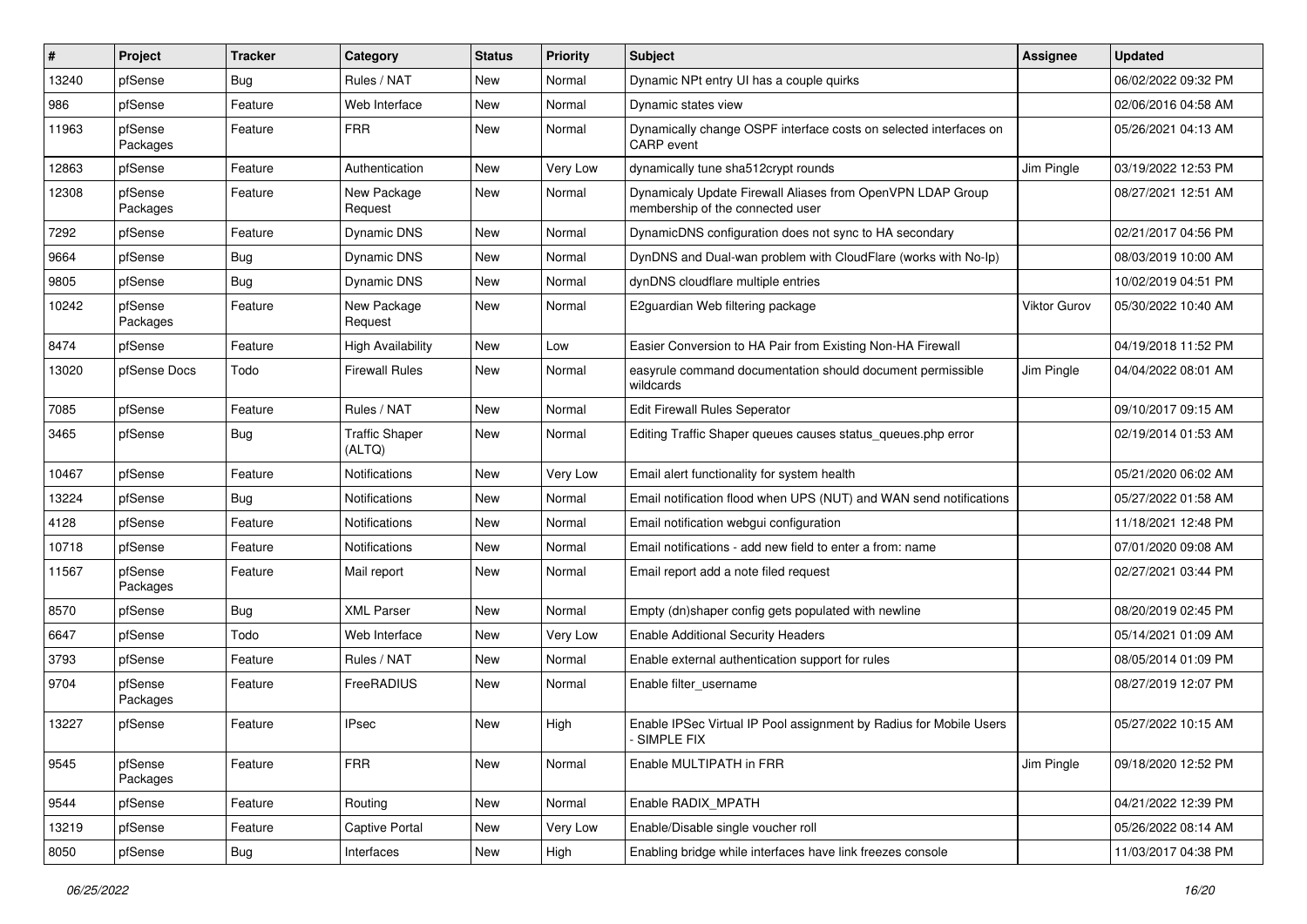| # | Project | Tracker | Category | Status | Priority | Subject | Assignee | Updated |
|---|---|---|---|---|---|---|---|---|
| 13240 | pfSense | Bug | Rules / NAT | New | Normal | Dynamic NPt entry UI has a couple quirks | | 06/02/2022 09:32 PM |
| 986 | pfSense | Feature | Web Interface | New | Normal | Dynamic states view | | 02/06/2016 04:58 AM |
| 11963 | pfSense Packages | Feature | FRR | New | Normal | Dynamically change OSPF interface costs on selected interfaces on CARP event | | 05/26/2021 04:13 AM |
| 12863 | pfSense | Feature | Authentication | New | Very Low | dynamically tune sha512crypt rounds | Jim Pingle | 03/19/2022 12:53 PM |
| 12308 | pfSense Packages | Feature | New Package Request | New | Normal | Dynamicaly Update Firewall Aliases from OpenVPN LDAP Group membership of the connected user | | 08/27/2021 12:51 AM |
| 7292 | pfSense | Feature | Dynamic DNS | New | Normal | DynamicDNS configuration does not sync to HA secondary | | 02/21/2017 04:56 PM |
| 9664 | pfSense | Bug | Dynamic DNS | New | Normal | DynDNS and Dual-wan problem with CloudFlare (works with No-Ip) | | 08/03/2019 10:00 AM |
| 9805 | pfSense | Bug | Dynamic DNS | New | Normal | dynDNS cloudflare multiple entries | | 10/02/2019 04:51 PM |
| 10242 | pfSense Packages | Feature | New Package Request | New | Normal | E2guardian Web filtering package | Viktor Gurov | 05/30/2022 10:40 AM |
| 8474 | pfSense | Feature | High Availability | New | Low | Easier Conversion to HA Pair from Existing Non-HA Firewall | | 04/19/2018 11:52 PM |
| 13020 | pfSense Docs | Todo | Firewall Rules | New | Normal | easyrule command documentation should document permissible wildcards | Jim Pingle | 04/04/2022 08:01 AM |
| 7085 | pfSense | Feature | Rules / NAT | New | Normal | Edit Firewall Rules Seperator | | 09/10/2017 09:15 AM |
| 3465 | pfSense | Bug | Traffic Shaper (ALTQ) | New | Normal | Editing Traffic Shaper queues causes status_queues.php error | | 02/19/2014 01:53 AM |
| 10467 | pfSense | Feature | Notifications | New | Very Low | Email alert functionality for system health | | 05/21/2020 06:02 AM |
| 13224 | pfSense | Bug | Notifications | New | Normal | Email notification flood when UPS (NUT) and WAN send notifications | | 05/27/2022 01:58 AM |
| 4128 | pfSense | Feature | Notifications | New | Normal | Email notification webgui configuration | | 11/18/2021 12:48 PM |
| 10718 | pfSense | Feature | Notifications | New | Normal | Email notifications - add new field to enter a from: name | | 07/01/2020 09:08 AM |
| 11567 | pfSense Packages | Feature | Mail report | New | Normal | Email report add a note filed request | | 02/27/2021 03:44 PM |
| 8570 | pfSense | Bug | XML Parser | New | Normal | Empty (dn)shaper config gets populated with newline | | 08/20/2019 02:45 PM |
| 6647 | pfSense | Todo | Web Interface | New | Very Low | Enable Additional Security Headers | | 05/14/2021 01:09 AM |
| 3793 | pfSense | Feature | Rules / NAT | New | Normal | Enable external authentication support for rules | | 08/05/2014 01:09 PM |
| 9704 | pfSense Packages | Feature | FreeRADIUS | New | Normal | Enable filter_username | | 08/27/2019 12:07 PM |
| 13227 | pfSense | Feature | IPsec | New | High | Enable IPSec Virtual IP Pool assignment by Radius for Mobile Users - SIMPLE FIX | | 05/27/2022 10:15 AM |
| 9545 | pfSense Packages | Feature | FRR | New | Normal | Enable MULTIPATH in FRR | Jim Pingle | 09/18/2020 12:52 PM |
| 9544 | pfSense | Feature | Routing | New | Normal | Enable RADIX_MPATH | | 04/21/2022 12:39 PM |
| 13219 | pfSense | Feature | Captive Portal | New | Very Low | Enable/Disable single voucher roll | | 05/26/2022 08:14 AM |
| 8050 | pfSense | Bug | Interfaces | New | High | Enabling bridge while interfaces have link freezes console | | 11/03/2017 04:38 PM |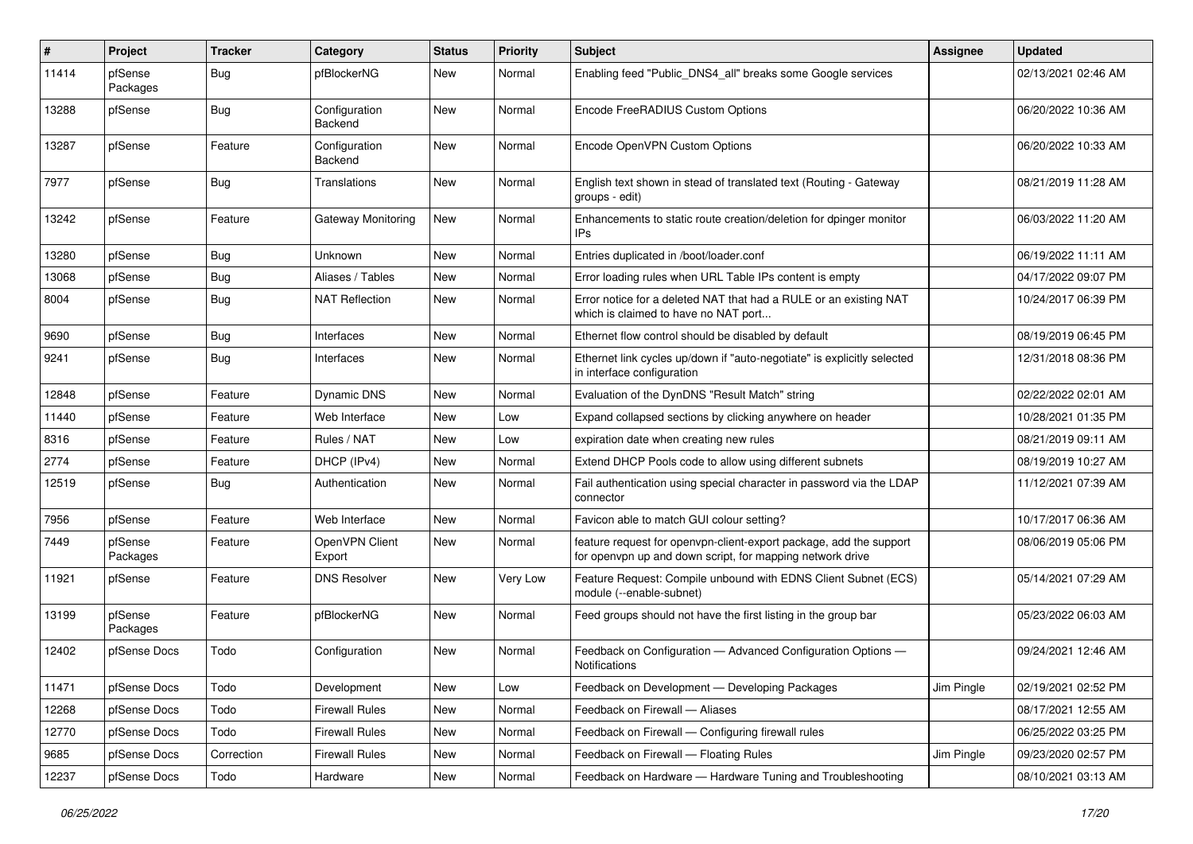| # | Project | Tracker | Category | Status | Priority | Subject | Assignee | Updated |
|---|---|---|---|---|---|---|---|---|
| 11414 | pfSense Packages | Bug | pfBlockerNG | New | Normal | Enabling feed "Public_DNS4_all" breaks some Google services | | 02/13/2021 02:46 AM |
| 13288 | pfSense | Bug | Configuration Backend | New | Normal | Encode FreeRADIUS Custom Options | | 06/20/2022 10:36 AM |
| 13287 | pfSense | Feature | Configuration Backend | New | Normal | Encode OpenVPN Custom Options | | 06/20/2022 10:33 AM |
| 7977 | pfSense | Bug | Translations | New | Normal | English text shown in stead of translated text (Routing - Gateway groups - edit) | | 08/21/2019 11:28 AM |
| 13242 | pfSense | Feature | Gateway Monitoring | New | Normal | Enhancements to static route creation/deletion for dpinger monitor IPs | | 06/03/2022 11:20 AM |
| 13280 | pfSense | Bug | Unknown | New | Normal | Entries duplicated in /boot/loader.conf | | 06/19/2022 11:11 AM |
| 13068 | pfSense | Bug | Aliases / Tables | New | Normal | Error loading rules when URL Table IPs content is empty | | 04/17/2022 09:07 PM |
| 8004 | pfSense | Bug | NAT Reflection | New | Normal | Error notice for a deleted NAT that had a RULE or an existing NAT which is claimed to have no NAT port... | | 10/24/2017 06:39 PM |
| 9690 | pfSense | Bug | Interfaces | New | Normal | Ethernet flow control should be disabled by default | | 08/19/2019 06:45 PM |
| 9241 | pfSense | Bug | Interfaces | New | Normal | Ethernet link cycles up/down if "auto-negotiate" is explicitly selected in interface configuration | | 12/31/2018 08:36 PM |
| 12848 | pfSense | Feature | Dynamic DNS | New | Normal | Evaluation of the DynDNS "Result Match" string | | 02/22/2022 02:01 AM |
| 11440 | pfSense | Feature | Web Interface | New | Low | Expand collapsed sections by clicking anywhere on header | | 10/28/2021 01:35 PM |
| 8316 | pfSense | Feature | Rules / NAT | New | Low | expiration date when creating new rules | | 08/21/2019 09:11 AM |
| 2774 | pfSense | Feature | DHCP (IPv4) | New | Normal | Extend DHCP Pools code to allow using different subnets | | 08/19/2019 10:27 AM |
| 12519 | pfSense | Bug | Authentication | New | Normal | Fail authentication using special character in password via the LDAP connector | | 11/12/2021 07:39 AM |
| 7956 | pfSense | Feature | Web Interface | New | Normal | Favicon able to match GUI colour setting? | | 10/17/2017 06:36 AM |
| 7449 | pfSense Packages | Feature | OpenVPN Client Export | New | Normal | feature request for openvpn-client-export package, add the support for openvpn up and down script, for mapping network drive | | 08/06/2019 05:06 PM |
| 11921 | pfSense | Feature | DNS Resolver | New | Very Low | Feature Request: Compile unbound with EDNS Client Subnet (ECS) module (--enable-subnet) | | 05/14/2021 07:29 AM |
| 13199 | pfSense Packages | Feature | pfBlockerNG | New | Normal | Feed groups should not have the first listing in the group bar | | 05/23/2022 06:03 AM |
| 12402 | pfSense Docs | Todo | Configuration | New | Normal | Feedback on Configuration — Advanced Configuration Options — Notifications | | 09/24/2021 12:46 AM |
| 11471 | pfSense Docs | Todo | Development | New | Low | Feedback on Development — Developing Packages | Jim Pingle | 02/19/2021 02:52 PM |
| 12268 | pfSense Docs | Todo | Firewall Rules | New | Normal | Feedback on Firewall — Aliases | | 08/17/2021 12:55 AM |
| 12770 | pfSense Docs | Todo | Firewall Rules | New | Normal | Feedback on Firewall — Configuring firewall rules | | 06/25/2022 03:25 PM |
| 9685 | pfSense Docs | Correction | Firewall Rules | New | Normal | Feedback on Firewall — Floating Rules | Jim Pingle | 09/23/2020 02:57 PM |
| 12237 | pfSense Docs | Todo | Hardware | New | Normal | Feedback on Hardware — Hardware Tuning and Troubleshooting | | 08/10/2021 03:13 AM |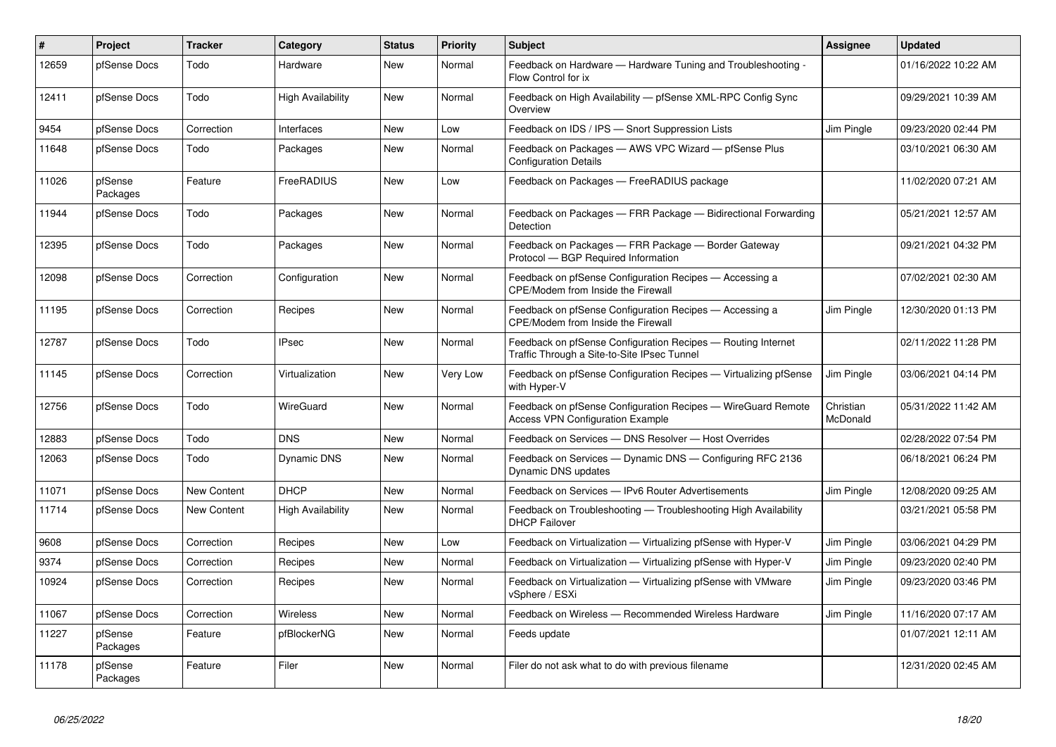| # | Project | Tracker | Category | Status | Priority | Subject | Assignee | Updated |
|---|---|---|---|---|---|---|---|---|
| 12659 | pfSense Docs | Todo | Hardware | New | Normal | Feedback on Hardware — Hardware Tuning and Troubleshooting - Flow Control for ix | | 01/16/2022 10:22 AM |
| 12411 | pfSense Docs | Todo | High Availability | New | Normal | Feedback on High Availability — pfSense XML-RPC Config Sync Overview | | 09/29/2021 10:39 AM |
| 9454 | pfSense Docs | Correction | Interfaces | New | Low | Feedback on IDS / IPS — Snort Suppression Lists | Jim Pingle | 09/23/2020 02:44 PM |
| 11648 | pfSense Docs | Todo | Packages | New | Normal | Feedback on Packages — AWS VPC Wizard — pfSense Plus Configuration Details | | 03/10/2021 06:30 AM |
| 11026 | pfSense Packages | Feature | FreeRADIUS | New | Low | Feedback on Packages — FreeRADIUS package | | 11/02/2020 07:21 AM |
| 11944 | pfSense Docs | Todo | Packages | New | Normal | Feedback on Packages — FRR Package — Bidirectional Forwarding Detection | | 05/21/2021 12:57 AM |
| 12395 | pfSense Docs | Todo | Packages | New | Normal | Feedback on Packages — FRR Package — Border Gateway Protocol — BGP Required Information | | 09/21/2021 04:32 PM |
| 12098 | pfSense Docs | Correction | Configuration | New | Normal | Feedback on pfSense Configuration Recipes — Accessing a CPE/Modem from Inside the Firewall | | 07/02/2021 02:30 AM |
| 11195 | pfSense Docs | Correction | Recipes | New | Normal | Feedback on pfSense Configuration Recipes — Accessing a CPE/Modem from Inside the Firewall | Jim Pingle | 12/30/2020 01:13 PM |
| 12787 | pfSense Docs | Todo | IPsec | New | Normal | Feedback on pfSense Configuration Recipes — Routing Internet Traffic Through a Site-to-Site IPsec Tunnel | | 02/11/2022 11:28 PM |
| 11145 | pfSense Docs | Correction | Virtualization | New | Very Low | Feedback on pfSense Configuration Recipes — Virtualizing pfSense with Hyper-V | Jim Pingle | 03/06/2021 04:14 PM |
| 12756 | pfSense Docs | Todo | WireGuard | New | Normal | Feedback on pfSense Configuration Recipes — WireGuard Remote Access VPN Configuration Example | Christian McDonald | 05/31/2022 11:42 AM |
| 12883 | pfSense Docs | Todo | DNS | New | Normal | Feedback on Services — DNS Resolver — Host Overrides | | 02/28/2022 07:54 PM |
| 12063 | pfSense Docs | Todo | Dynamic DNS | New | Normal | Feedback on Services — Dynamic DNS — Configuring RFC 2136 Dynamic DNS updates | | 06/18/2021 06:24 PM |
| 11071 | pfSense Docs | New Content | DHCP | New | Normal | Feedback on Services — IPv6 Router Advertisements | Jim Pingle | 12/08/2020 09:25 AM |
| 11714 | pfSense Docs | New Content | High Availability | New | Normal | Feedback on Troubleshooting — Troubleshooting High Availability DHCP Failover | | 03/21/2021 05:58 PM |
| 9608 | pfSense Docs | Correction | Recipes | New | Low | Feedback on Virtualization — Virtualizing pfSense with Hyper-V | Jim Pingle | 03/06/2021 04:29 PM |
| 9374 | pfSense Docs | Correction | Recipes | New | Normal | Feedback on Virtualization — Virtualizing pfSense with Hyper-V | Jim Pingle | 09/23/2020 02:40 PM |
| 10924 | pfSense Docs | Correction | Recipes | New | Normal | Feedback on Virtualization — Virtualizing pfSense with VMware vSphere / ESXi | Jim Pingle | 09/23/2020 03:46 PM |
| 11067 | pfSense Docs | Correction | Wireless | New | Normal | Feedback on Wireless — Recommended Wireless Hardware | Jim Pingle | 11/16/2020 07:17 AM |
| 11227 | pfSense Packages | Feature | pfBlockerNG | New | Normal | Feeds update | | 01/07/2021 12:11 AM |
| 11178 | pfSense Packages | Feature | Filer | New | Normal | Filer do not ask what to do with previous filename | | 12/31/2020 02:45 AM |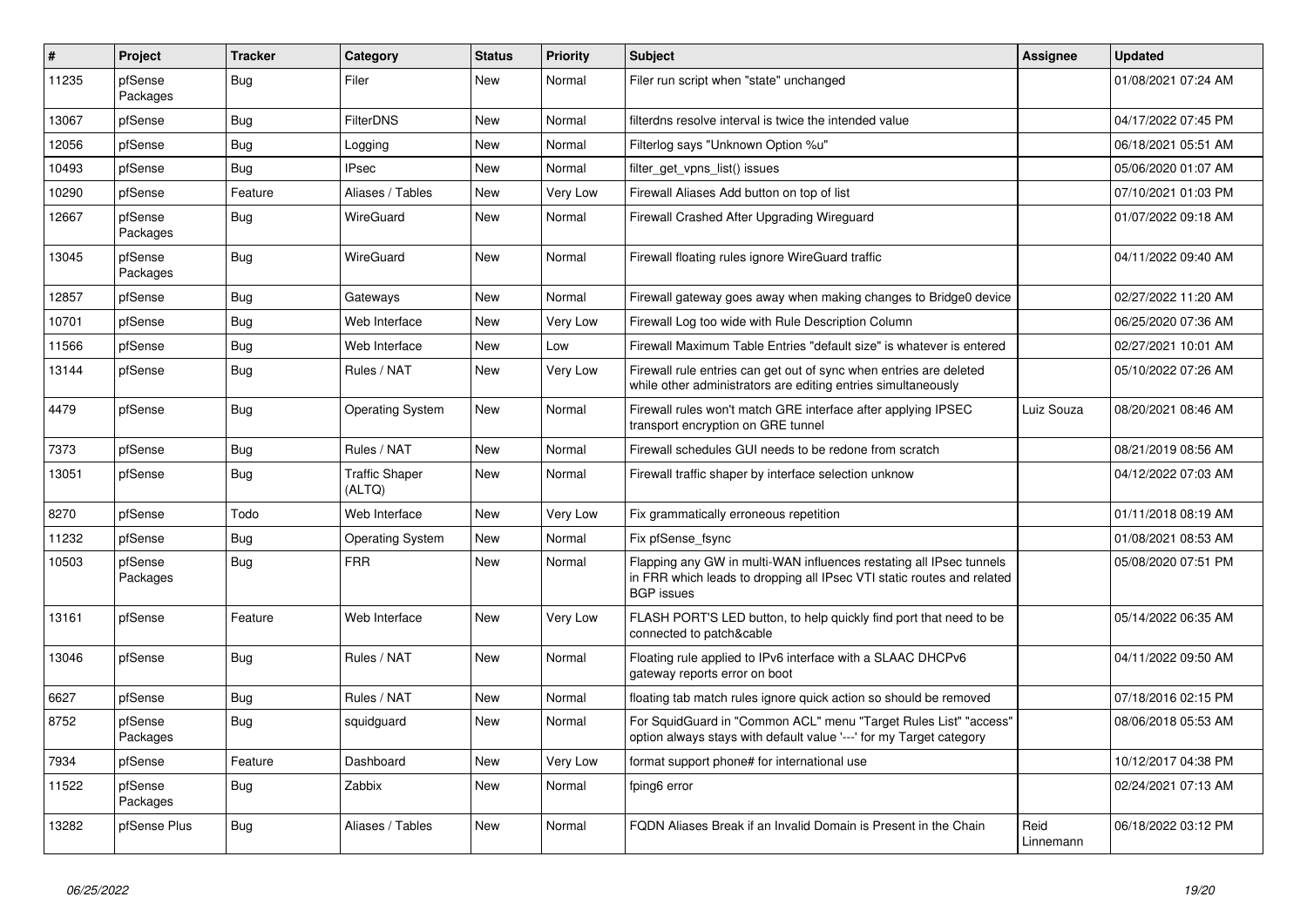| # | Project | Tracker | Category | Status | Priority | Subject | Assignee | Updated |
|---|---|---|---|---|---|---|---|---|
| 11235 | pfSense Packages | Bug | Filer | New | Normal | Filer run script when "state" unchanged | | 01/08/2021 07:24 AM |
| 13067 | pfSense | Bug | FilterDNS | New | Normal | filterdns resolve interval is twice the intended value | | 04/17/2022 07:45 PM |
| 12056 | pfSense | Bug | Logging | New | Normal | Filterlog says "Unknown Option %u" | | 06/18/2021 05:51 AM |
| 10493 | pfSense | Bug | IPsec | New | Normal | filter_get_vpns_list() issues | | 05/06/2020 01:07 AM |
| 10290 | pfSense | Feature | Aliases / Tables | New | Very Low | Firewall Aliases Add button on top of list | | 07/10/2021 01:03 PM |
| 12667 | pfSense Packages | Bug | WireGuard | New | Normal | Firewall Crashed After Upgrading Wireguard | | 01/07/2022 09:18 AM |
| 13045 | pfSense Packages | Bug | WireGuard | New | Normal | Firewall floating rules ignore WireGuard traffic | | 04/11/2022 09:40 AM |
| 12857 | pfSense | Bug | Gateways | New | Normal | Firewall gateway goes away when making changes to Bridge0 device | | 02/27/2022 11:20 AM |
| 10701 | pfSense | Bug | Web Interface | New | Very Low | Firewall Log too wide with Rule Description Column | | 06/25/2020 07:36 AM |
| 11566 | pfSense | Bug | Web Interface | New | Low | Firewall Maximum Table Entries "default size" is whatever is entered | | 02/27/2021 10:01 AM |
| 13144 | pfSense | Bug | Rules / NAT | New | Very Low | Firewall rule entries can get out of sync when entries are deleted while other administrators are editing entries simultaneously | | 05/10/2022 07:26 AM |
| 4479 | pfSense | Bug | Operating System | New | Normal | Firewall rules won't match GRE interface after applying IPSEC transport encryption on GRE tunnel | Luiz Souza | 08/20/2021 08:46 AM |
| 7373 | pfSense | Bug | Rules / NAT | New | Normal | Firewall schedules GUI needs to be redone from scratch | | 08/21/2019 08:56 AM |
| 13051 | pfSense | Bug | Traffic Shaper (ALTQ) | New | Normal | Firewall traffic shaper by interface selection unknow | | 04/12/2022 07:03 AM |
| 8270 | pfSense | Todo | Web Interface | New | Very Low | Fix grammatically erroneous repetition | | 01/11/2018 08:19 AM |
| 11232 | pfSense | Bug | Operating System | New | Normal | Fix pfSense_fsync | | 01/08/2021 08:53 AM |
| 10503 | pfSense Packages | Bug | FRR | New | Normal | Flapping any GW in multi-WAN influences restating all IPsec tunnels in FRR which leads to dropping all IPsec VTI static routes and related BGP issues | | 05/08/2020 07:51 PM |
| 13161 | pfSense | Feature | Web Interface | New | Very Low | FLASH PORT'S LED button, to help quickly find port that need to be connected to patch&cable | | 05/14/2022 06:35 AM |
| 13046 | pfSense | Bug | Rules / NAT | New | Normal | Floating rule applied to IPv6 interface with a SLAAC DHCPv6 gateway reports error on boot | | 04/11/2022 09:50 AM |
| 6627 | pfSense | Bug | Rules / NAT | New | Normal | floating tab match rules ignore quick action so should be removed | | 07/18/2016 02:15 PM |
| 8752 | pfSense Packages | Bug | squidguard | New | Normal | For SquidGuard in "Common ACL" menu "Target Rules List" "access" option always stays with default value '---' for my Target category | | 08/06/2018 05:53 AM |
| 7934 | pfSense | Feature | Dashboard | New | Very Low | format support phone# for international use | | 10/12/2017 04:38 PM |
| 11522 | pfSense Packages | Bug | Zabbix | New | Normal | fping6 error | | 02/24/2021 07:13 AM |
| 13282 | pfSense Plus | Bug | Aliases / Tables | New | Normal | FQDN Aliases Break if an Invalid Domain is Present in the Chain | Reid Linnemann | 06/18/2022 03:12 PM |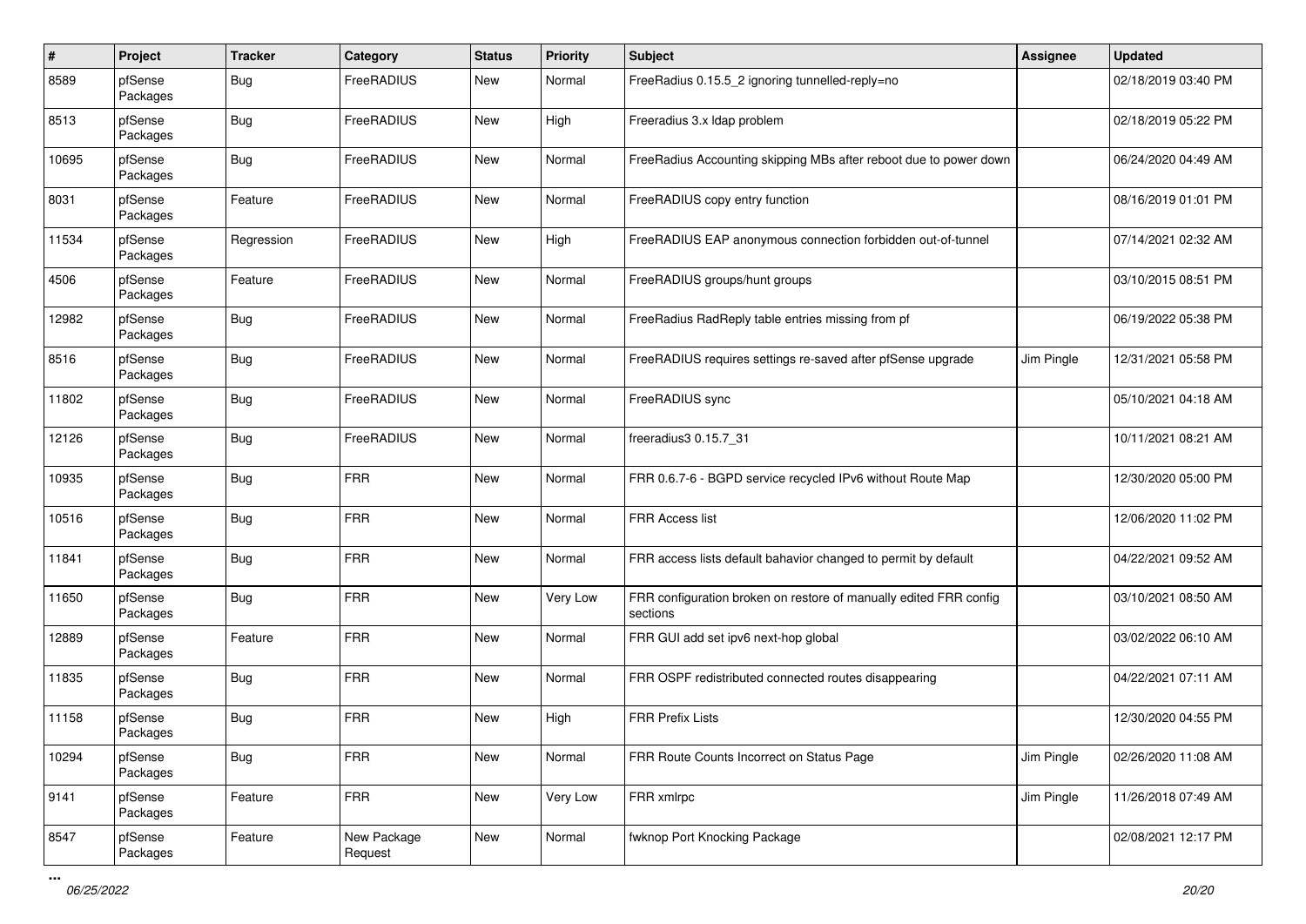| # | Project | Tracker | Category | Status | Priority | Subject | Assignee | Updated |
|---|---|---|---|---|---|---|---|---|
| 8589 | pfSense Packages | Bug | FreeRADIUS | New | Normal | FreeRadius 0.15.5_2 ignoring tunnelled-reply=no | | 02/18/2019 03:40 PM |
| 8513 | pfSense Packages | Bug | FreeRADIUS | New | High | Freeradius 3.x ldap problem | | 02/18/2019 05:22 PM |
| 10695 | pfSense Packages | Bug | FreeRADIUS | New | Normal | FreeRadius Accounting skipping MBs after reboot due to power down | | 06/24/2020 04:49 AM |
| 8031 | pfSense Packages | Feature | FreeRADIUS | New | Normal | FreeRADIUS copy entry function | | 08/16/2019 01:01 PM |
| 11534 | pfSense Packages | Regression | FreeRADIUS | New | High | FreeRADIUS EAP anonymous connection forbidden out-of-tunnel | | 07/14/2021 02:32 AM |
| 4506 | pfSense Packages | Feature | FreeRADIUS | New | Normal | FreeRADIUS groups/hunt groups | | 03/10/2015 08:51 PM |
| 12982 | pfSense Packages | Bug | FreeRADIUS | New | Normal | FreeRadius RadReply table entries missing from pf | | 06/19/2022 05:38 PM |
| 8516 | pfSense Packages | Bug | FreeRADIUS | New | Normal | FreeRADIUS requires settings re-saved after pfSense upgrade | Jim Pingle | 12/31/2021 05:58 PM |
| 11802 | pfSense Packages | Bug | FreeRADIUS | New | Normal | FreeRADIUS sync | | 05/10/2021 04:18 AM |
| 12126 | pfSense Packages | Bug | FreeRADIUS | New | Normal | freeradius3 0.15.7_31 | | 10/11/2021 08:21 AM |
| 10935 | pfSense Packages | Bug | FRR | New | Normal | FRR 0.6.7-6 - BGPD service recycled IPv6 without Route Map | | 12/30/2020 05:00 PM |
| 10516 | pfSense Packages | Bug | FRR | New | Normal | FRR Access list | | 12/06/2020 11:02 PM |
| 11841 | pfSense Packages | Bug | FRR | New | Normal | FRR access lists default bahavior changed to permit by default | | 04/22/2021 09:52 AM |
| 11650 | pfSense Packages | Bug | FRR | New | Very Low | FRR configuration broken on restore of manually edited FRR config sections | | 03/10/2021 08:50 AM |
| 12889 | pfSense Packages | Feature | FRR | New | Normal | FRR GUI add set ipv6 next-hop global | | 03/02/2022 06:10 AM |
| 11835 | pfSense Packages | Bug | FRR | New | Normal | FRR OSPF redistributed connected routes disappearing | | 04/22/2021 07:11 AM |
| 11158 | pfSense Packages | Bug | FRR | New | High | FRR Prefix Lists | | 12/30/2020 04:55 PM |
| 10294 | pfSense Packages | Bug | FRR | New | Normal | FRR Route Counts Incorrect on Status Page | Jim Pingle | 02/26/2020 11:08 AM |
| 9141 | pfSense Packages | Feature | FRR | New | Very Low | FRR xmlrpc | Jim Pingle | 11/26/2018 07:49 AM |
| 8547 | pfSense Packages | Feature | New Package Request | New | Normal | fwknop Port Knocking Package | | 02/08/2021 12:17 PM |

...